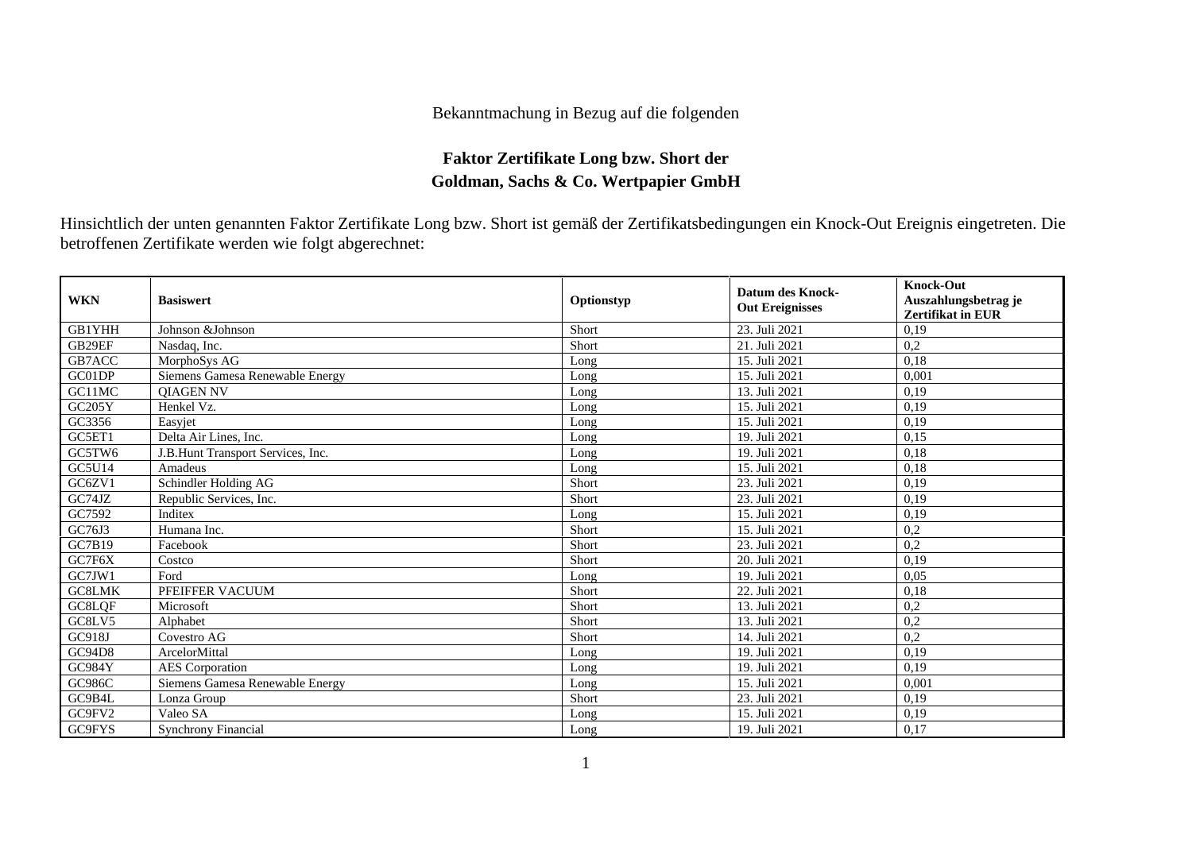Bekanntmachung in Bezug auf die folgenden

**Faktor Zertifikate Long bzw. Short der**
**Goldman, Sachs & Co. Wertpapier GmbH**

Hinsichtlich der unten genannten Faktor Zertifikate Long bzw. Short ist gemäß der Zertifikatsbedingungen ein Knock-Out Ereignis eingetreten. Die betroffenen Zertifikate werden wie folgt abgerechnet:

| WKN | Basiswert | Optionstyp | Datum des Knock-Out Ereignisses | Knock-Out Auszahlungsbetrag je Zertifikat in EUR |
|---|---|---|---|---|
| GB1YHH | Johnson &Johnson | Short | 23. Juli 2021 | 0,19 |
| GB29EF | Nasdaq, Inc. | Short | 21. Juli 2021 | 0,2 |
| GB7ACC | MorphoSys AG | Long | 15. Juli 2021 | 0,18 |
| GC01DP | Siemens Gamesa Renewable Energy | Long | 15. Juli 2021 | 0,001 |
| GC11MC | QIAGEN NV | Long | 13. Juli 2021 | 0,19 |
| GC205Y | Henkel Vz. | Long | 15. Juli 2021 | 0,19 |
| GC3356 | Easyjet | Long | 15. Juli 2021 | 0,19 |
| GC5ET1 | Delta Air Lines, Inc. | Long | 19. Juli 2021 | 0,15 |
| GC5TW6 | J.B.Hunt Transport Services, Inc. | Long | 19. Juli 2021 | 0,18 |
| GC5U14 | Amadeus | Long | 15. Juli 2021 | 0,18 |
| GC6ZV1 | Schindler Holding AG | Short | 23. Juli 2021 | 0,19 |
| GC74JZ | Republic Services, Inc. | Short | 23. Juli 2021 | 0,19 |
| GC7592 | Inditex | Long | 15. Juli 2021 | 0,19 |
| GC76J3 | Humana Inc. | Short | 15. Juli 2021 | 0,2 |
| GC7B19 | Facebook | Short | 23. Juli 2021 | 0,2 |
| GC7F6X | Costco | Short | 20. Juli 2021 | 0,19 |
| GC7JW1 | Ford | Long | 19. Juli 2021 | 0,05 |
| GC8LMK | PFEIFFER VACUUM | Short | 22. Juli 2021 | 0,18 |
| GC8LQF | Microsoft | Short | 13. Juli 2021 | 0,2 |
| GC8LV5 | Alphabet | Short | 13. Juli 2021 | 0,2 |
| GC918J | Covestro AG | Short | 14. Juli 2021 | 0,2 |
| GC94D8 | ArcelorMittal | Long | 19. Juli 2021 | 0,19 |
| GC984Y | AES Corporation | Long | 19. Juli 2021 | 0,19 |
| GC986C | Siemens Gamesa Renewable Energy | Long | 15. Juli 2021 | 0,001 |
| GC9B4L | Lonza Group | Short | 23. Juli 2021 | 0,19 |
| GC9FV2 | Valeo SA | Long | 15. Juli 2021 | 0,19 |
| GC9FYS | Synchrony Financial | Long | 19. Juli 2021 | 0,17 |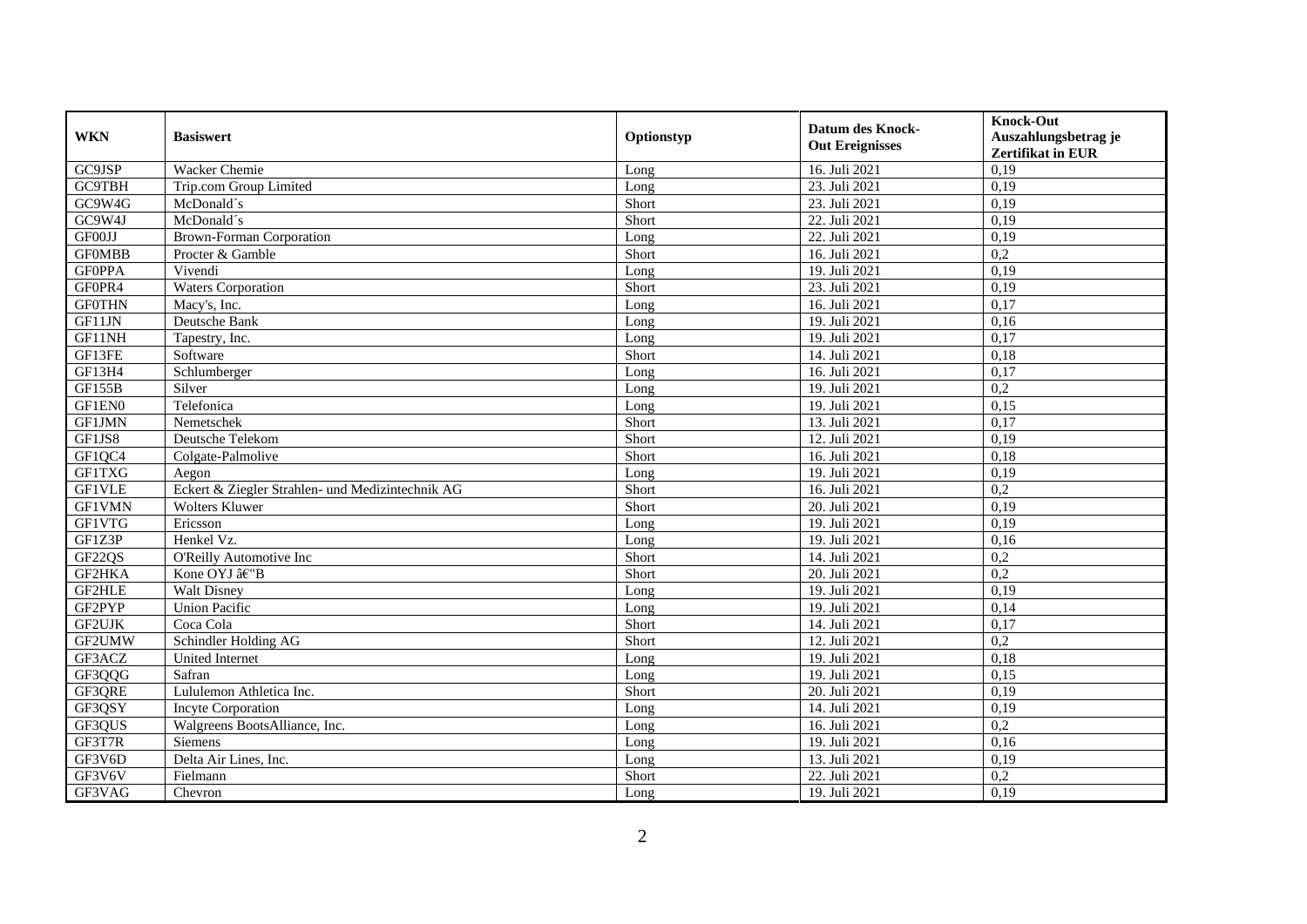| WKN | Basiswert | Optionstyp | Datum des Knock-Out Ereignisses | Knock-Out Auszahlungsbetrag je Zertifikat in EUR |
|---|---|---|---|---|
| GC9JSP | Wacker Chemie | Long | 16. Juli 2021 | 0,19 |
| GC9TBH | Trip.com Group Limited | Long | 23. Juli 2021 | 0,19 |
| GC9W4G | McDonald´s | Short | 23. Juli 2021 | 0,19 |
| GC9W4J | McDonald´s | Short | 22. Juli 2021 | 0,19 |
| GF00JJ | Brown-Forman Corporation | Long | 22. Juli 2021 | 0,19 |
| GF0MBB | Procter & Gamble | Short | 16. Juli 2021 | 0,2 |
| GF0PPA | Vivendi | Long | 19. Juli 2021 | 0,19 |
| GF0PR4 | Waters Corporation | Short | 23. Juli 2021 | 0,19 |
| GF0THN | Macy's, Inc. | Long | 16. Juli 2021 | 0,17 |
| GF11JN | Deutsche Bank | Long | 19. Juli 2021 | 0,16 |
| GF11NH | Tapestry, Inc. | Long | 19. Juli 2021 | 0,17 |
| GF13FE | Software | Short | 14. Juli 2021 | 0,18 |
| GF13H4 | Schlumberger | Long | 16. Juli 2021 | 0,17 |
| GF155B | Silver | Long | 19. Juli 2021 | 0,2 |
| GF1EN0 | Telefonica | Long | 19. Juli 2021 | 0,15 |
| GF1JMN | Nemetschek | Short | 13. Juli 2021 | 0,17 |
| GF1JS8 | Deutsche Telekom | Short | 12. Juli 2021 | 0,19 |
| GF1QC4 | Colgate-Palmolive | Short | 16. Juli 2021 | 0,18 |
| GF1TXG | Aegon | Long | 19. Juli 2021 | 0,19 |
| GF1VLE | Eckert & Ziegler Strahlen- und Medizintechnik AG | Short | 16. Juli 2021 | 0,2 |
| GF1VMN | Wolters Kluwer | Short | 20. Juli 2021 | 0,19 |
| GF1VTG | Ericsson | Long | 19. Juli 2021 | 0,19 |
| GF1Z3P | Henkel Vz. | Long | 19. Juli 2021 | 0,16 |
| GF22QS | O'Reilly Automotive Inc | Short | 14. Juli 2021 | 0,2 |
| GF2HKA | Kone OYJ â€"B | Short | 20. Juli 2021 | 0,2 |
| GF2HLE | Walt Disney | Long | 19. Juli 2021 | 0,19 |
| GF2PYP | Union Pacific | Long | 19. Juli 2021 | 0,14 |
| GF2UJK | Coca Cola | Short | 14. Juli 2021 | 0,17 |
| GF2UMW | Schindler Holding AG | Short | 12. Juli 2021 | 0,2 |
| GF3ACZ | United Internet | Long | 19. Juli 2021 | 0,18 |
| GF3QQG | Safran | Long | 19. Juli 2021 | 0,15 |
| GF3QRE | Lululemon Athletica Inc. | Short | 20. Juli 2021 | 0,19 |
| GF3QSY | Incyte Corporation | Long | 14. Juli 2021 | 0,19 |
| GF3QUS | Walgreens BootsAlliance, Inc. | Long | 16. Juli 2021 | 0,2 |
| GF3T7R | Siemens | Long | 19. Juli 2021 | 0,16 |
| GF3V6D | Delta Air Lines, Inc. | Long | 13. Juli 2021 | 0,19 |
| GF3V6V | Fielmann | Short | 22. Juli 2021 | 0,2 |
| GF3VAG | Chevron | Long | 19. Juli 2021 | 0,19 |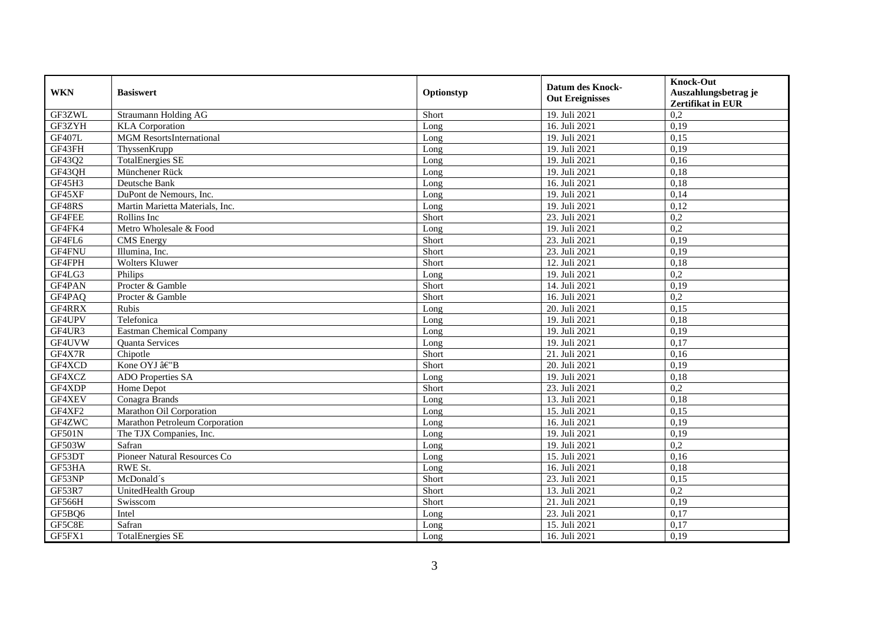| WKN | Basiswert | Optionstyp | Datum des Knock-Out Ereignisses | Knock-Out Auszahlungsbetrag je Zertifikat in EUR |
|---|---|---|---|---|
| GF3ZWL | Straumann Holding AG | Short | 19. Juli 2021 | 0,2 |
| GF3ZYH | KLA Corporation | Long | 16. Juli 2021 | 0,19 |
| GF407L | MGM ResortsInternational | Long | 19. Juli 2021 | 0,15 |
| GF43FH | ThyssenKrupp | Long | 19. Juli 2021 | 0,19 |
| GF43Q2 | TotalEnergies SE | Long | 19. Juli 2021 | 0,16 |
| GF43QH | Münchener Rück | Long | 19. Juli 2021 | 0,18 |
| GF45H3 | Deutsche Bank | Long | 16. Juli 2021 | 0,18 |
| GF45XF | DuPont de Nemours, Inc. | Long | 19. Juli 2021 | 0,14 |
| GF48RS | Martin Marietta Materials, Inc. | Long | 19. Juli 2021 | 0,12 |
| GF4FEE | Rollins Inc | Short | 23. Juli 2021 | 0,2 |
| GF4FK4 | Metro Wholesale & Food | Long | 19. Juli 2021 | 0,2 |
| GF4FL6 | CMS Energy | Short | 23. Juli 2021 | 0,19 |
| GF4FNU | Illumina, Inc. | Short | 23. Juli 2021 | 0,19 |
| GF4FPH | Wolters Kluwer | Short | 12. Juli 2021 | 0,18 |
| GF4LG3 | Philips | Long | 19. Juli 2021 | 0,2 |
| GF4PAN | Procter & Gamble | Short | 14. Juli 2021 | 0,19 |
| GF4PAQ | Procter & Gamble | Short | 16. Juli 2021 | 0,2 |
| GF4RRX | Rubis | Long | 20. Juli 2021 | 0,15 |
| GF4UPV | Telefonica | Long | 19. Juli 2021 | 0,18 |
| GF4UR3 | Eastman Chemical Company | Long | 19. Juli 2021 | 0,19 |
| GF4UVW | Quanta Services | Long | 19. Juli 2021 | 0,17 |
| GF4X7R | Chipotle | Short | 21. Juli 2021 | 0,16 |
| GF4XCD | Kone OYJ â€"B | Short | 20. Juli 2021 | 0,19 |
| GF4XCZ | ADO Properties SA | Long | 19. Juli 2021 | 0,18 |
| GF4XDP | Home Depot | Short | 23. Juli 2021 | 0,2 |
| GF4XEV | Conagra Brands | Long | 13. Juli 2021 | 0,18 |
| GF4XF2 | Marathon Oil Corporation | Long | 15. Juli 2021 | 0,15 |
| GF4ZWC | Marathon Petroleum Corporation | Long | 16. Juli 2021 | 0,19 |
| GF501N | The TJX Companies, Inc. | Long | 19. Juli 2021 | 0,19 |
| GF503W | Safran | Long | 19. Juli 2021 | 0,2 |
| GF53DT | Pioneer Natural Resources Co | Long | 15. Juli 2021 | 0,16 |
| GF53HA | RWE St. | Long | 16. Juli 2021 | 0,18 |
| GF53NP | McDonald´s | Short | 23. Juli 2021 | 0,15 |
| GF53R7 | UnitedHealth Group | Short | 13. Juli 2021 | 0,2 |
| GF566H | Swisscom | Short | 21. Juli 2021 | 0,19 |
| GF5BQ6 | Intel | Long | 23. Juli 2021 | 0,17 |
| GF5C8E | Safran | Long | 15. Juli 2021 | 0,17 |
| GF5FX1 | TotalEnergies SE | Long | 16. Juli 2021 | 0,19 |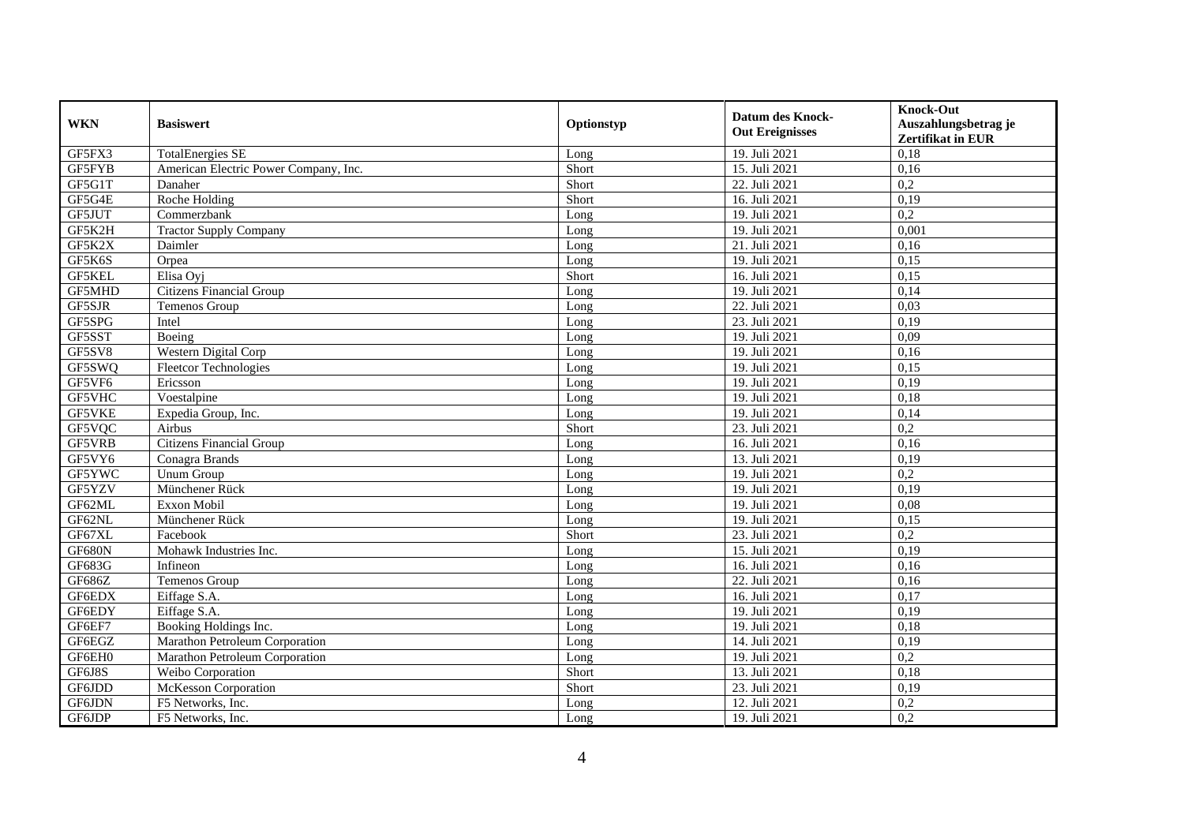| WKN | Basiswert | Optionstyp | Datum des Knock-Out Ereignisses | Knock-Out Auszahlungsbetrag je Zertifikat in EUR |
|---|---|---|---|---|
| GF5FX3 | TotalEnergies SE | Long | 19. Juli 2021 | 0,18 |
| GF5FYB | American Electric Power Company, Inc. | Short | 15. Juli 2021 | 0,16 |
| GF5G1T | Danaher | Short | 22. Juli 2021 | 0,2 |
| GF5G4E | Roche Holding | Short | 16. Juli 2021 | 0,19 |
| GF5JUT | Commerzbank | Long | 19. Juli 2021 | 0,2 |
| GF5K2H | Tractor Supply Company | Long | 19. Juli 2021 | 0,001 |
| GF5K2X | Daimler | Long | 21. Juli 2021 | 0,16 |
| GF5K6S | Orpea | Long | 19. Juli 2021 | 0,15 |
| GF5KEL | Elisa Oyj | Short | 16. Juli 2021 | 0,15 |
| GF5MHD | Citizens Financial Group | Long | 19. Juli 2021 | 0,14 |
| GF5SJR | Temenos Group | Long | 22. Juli 2021 | 0,03 |
| GF5SPG | Intel | Long | 23. Juli 2021 | 0,19 |
| GF5SST | Boeing | Long | 19. Juli 2021 | 0,09 |
| GF5SV8 | Western Digital Corp | Long | 19. Juli 2021 | 0,16 |
| GF5SWQ | Fleetcor Technologies | Long | 19. Juli 2021 | 0,15 |
| GF5VF6 | Ericsson | Long | 19. Juli 2021 | 0,19 |
| GF5VHC | Voestalpine | Long | 19. Juli 2021 | 0,18 |
| GF5VKE | Expedia Group, Inc. | Long | 19. Juli 2021 | 0,14 |
| GF5VQC | Airbus | Short | 23. Juli 2021 | 0,2 |
| GF5VRB | Citizens Financial Group | Long | 16. Juli 2021 | 0,16 |
| GF5VY6 | Conagra Brands | Long | 13. Juli 2021 | 0,19 |
| GF5YWC | Unum Group | Long | 19. Juli 2021 | 0,2 |
| GF5YZV | Münchener Rück | Long | 19. Juli 2021 | 0,19 |
| GF62ML | Exxon Mobil | Long | 19. Juli 2021 | 0,08 |
| GF62NL | Münchener Rück | Long | 19. Juli 2021 | 0,15 |
| GF67XL | Facebook | Short | 23. Juli 2021 | 0,2 |
| GF680N | Mohawk Industries Inc. | Long | 15. Juli 2021 | 0,19 |
| GF683G | Infineon | Long | 16. Juli 2021 | 0,16 |
| GF686Z | Temenos Group | Long | 22. Juli 2021 | 0,16 |
| GF6EDX | Eiffage S.A. | Long | 16. Juli 2021 | 0,17 |
| GF6EDY | Eiffage S.A. | Long | 19. Juli 2021 | 0,19 |
| GF6EF7 | Booking Holdings Inc. | Long | 19. Juli 2021 | 0,18 |
| GF6EGZ | Marathon Petroleum Corporation | Long | 14. Juli 2021 | 0,19 |
| GF6EH0 | Marathon Petroleum Corporation | Long | 19. Juli 2021 | 0,2 |
| GF6J8S | Weibo Corporation | Short | 13. Juli 2021 | 0,18 |
| GF6JDD | McKesson Corporation | Short | 23. Juli 2021 | 0,19 |
| GF6JDN | F5 Networks, Inc. | Long | 12. Juli 2021 | 0,2 |
| GF6JDP | F5 Networks, Inc. | Long | 19. Juli 2021 | 0,2 |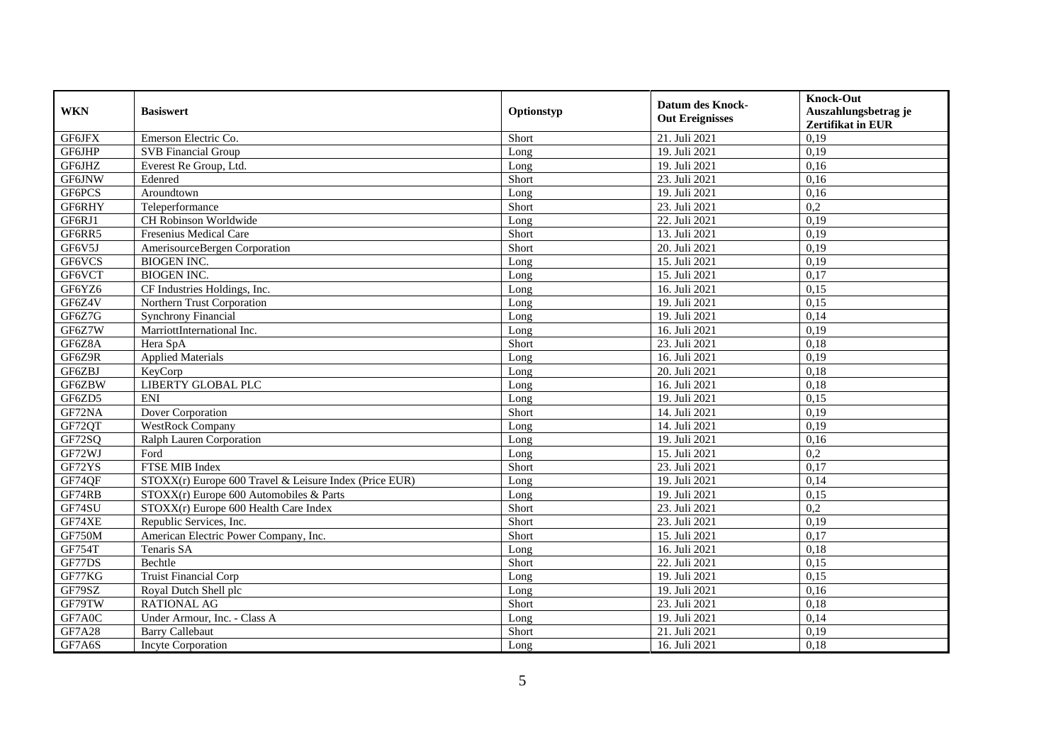| WKN | Basiswert | Optionstyp | Datum des Knock-Out Ereignisses | Knock-Out Auszahlungsbetrag je Zertifikat in EUR |
|---|---|---|---|---|
| GF6JFX | Emerson Electric Co. | Short | 21. Juli 2021 | 0,19 |
| GF6JHP | SVB Financial Group | Long | 19. Juli 2021 | 0,19 |
| GF6JHZ | Everest Re Group, Ltd. | Long | 19. Juli 2021 | 0,16 |
| GF6JNW | Edenred | Short | 23. Juli 2021 | 0,16 |
| GF6PCS | Aroundtown | Long | 19. Juli 2021 | 0,16 |
| GF6RHY | Teleperformance | Short | 23. Juli 2021 | 0,2 |
| GF6RJ1 | CH Robinson Worldwide | Long | 22. Juli 2021 | 0,19 |
| GF6RR5 | Fresenius Medical Care | Short | 13. Juli 2021 | 0,19 |
| GF6V5J | AmerisourceBergen Corporation | Short | 20. Juli 2021 | 0,19 |
| GF6VCS | BIOGEN INC. | Long | 15. Juli 2021 | 0,19 |
| GF6VCT | BIOGEN INC. | Long | 15. Juli 2021 | 0,17 |
| GF6YZ6 | CF Industries Holdings, Inc. | Long | 16. Juli 2021 | 0,15 |
| GF6Z4V | Northern Trust Corporation | Long | 19. Juli 2021 | 0,15 |
| GF6Z7G | Synchrony Financial | Long | 19. Juli 2021 | 0,14 |
| GF6Z7W | MarriottInternational Inc. | Long | 16. Juli 2021 | 0,19 |
| GF6Z8A | Hera SpA | Short | 23. Juli 2021 | 0,18 |
| GF6Z9R | Applied Materials | Long | 16. Juli 2021 | 0,19 |
| GF6ZBJ | KeyCorp | Long | 20. Juli 2021 | 0,18 |
| GF6ZBW | LIBERTY GLOBAL PLC | Long | 16. Juli 2021 | 0,18 |
| GF6ZD5 | ENI | Long | 19. Juli 2021 | 0,15 |
| GF72NA | Dover Corporation | Short | 14. Juli 2021 | 0,19 |
| GF72QT | WestRock Company | Long | 14. Juli 2021 | 0,19 |
| GF72SQ | Ralph Lauren Corporation | Long | 19. Juli 2021 | 0,16 |
| GF72WJ | Ford | Long | 15. Juli 2021 | 0,2 |
| GF72YS | FTSE MIB Index | Short | 23. Juli 2021 | 0,17 |
| GF74QF | STOXX(r) Europe 600 Travel & Leisure Index (Price EUR) | Long | 19. Juli 2021 | 0,14 |
| GF74RB | STOXX(r) Europe 600 Automobiles & Parts | Long | 19. Juli 2021 | 0,15 |
| GF74SU | STOXX(r) Europe 600 Health Care Index | Short | 23. Juli 2021 | 0,2 |
| GF74XE | Republic Services, Inc. | Short | 23. Juli 2021 | 0,19 |
| GF750M | American Electric Power Company, Inc. | Short | 15. Juli 2021 | 0,17 |
| GF754T | Tenaris SA | Long | 16. Juli 2021 | 0,18 |
| GF77DS | Bechtle | Short | 22. Juli 2021 | 0,15 |
| GF77KG | Truist Financial Corp | Long | 19. Juli 2021 | 0,15 |
| GF79SZ | Royal Dutch Shell plc | Long | 19. Juli 2021 | 0,16 |
| GF79TW | RATIONAL AG | Short | 23. Juli 2021 | 0,18 |
| GF7A0C | Under Armour, Inc. - Class A | Long | 19. Juli 2021 | 0,14 |
| GF7A28 | Barry Callebaut | Short | 21. Juli 2021 | 0,19 |
| GF7A6S | Incyte Corporation | Long | 16. Juli 2021 | 0,18 |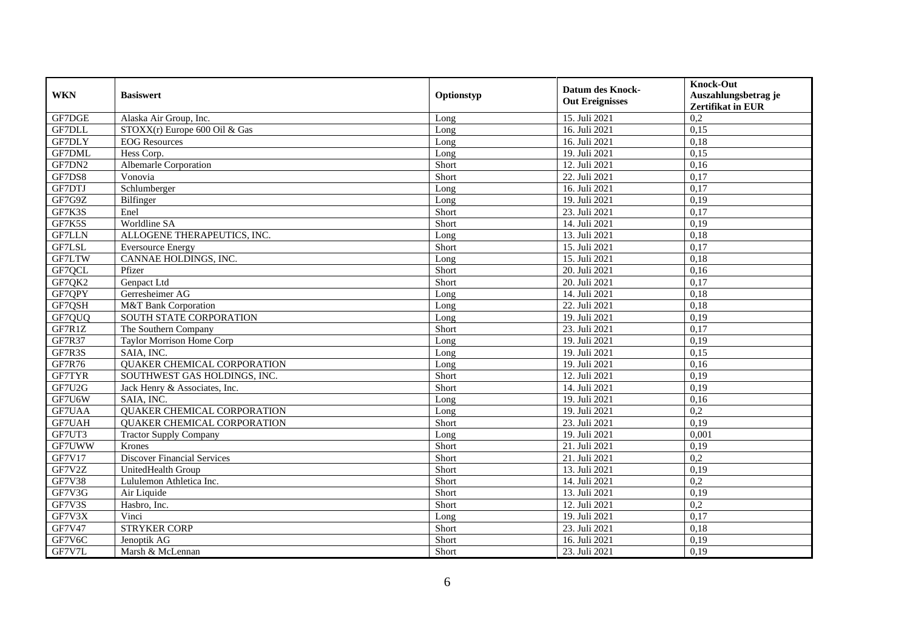| WKN | Basiswert | Optionstyp | Datum des Knock-Out Ereignisses | Knock-Out Auszahlungsbetrag je Zertifikat in EUR |
|---|---|---|---|---|
| GF7DGE | Alaska Air Group, Inc. | Long | 15. Juli 2021 | 0,2 |
| GF7DLL | STOXX(r) Europe 600 Oil & Gas | Long | 16. Juli 2021 | 0,15 |
| GF7DLY | EOG Resources | Long | 16. Juli 2021 | 0,18 |
| GF7DML | Hess Corp. | Long | 19. Juli 2021 | 0,15 |
| GF7DN2 | Albemarle Corporation | Short | 12. Juli 2021 | 0,16 |
| GF7DS8 | Vonovia | Short | 22. Juli 2021 | 0,17 |
| GF7DTJ | Schlumberger | Long | 16. Juli 2021 | 0,17 |
| GF7G9Z | Bilfinger | Long | 19. Juli 2021 | 0,19 |
| GF7K3S | Enel | Short | 23. Juli 2021 | 0,17 |
| GF7K5S | Worldline SA | Short | 14. Juli 2021 | 0,19 |
| GF7LLN | ALLOGENE THERAPEUTICS, INC. | Long | 13. Juli 2021 | 0,18 |
| GF7LSL | Eversource Energy | Short | 15. Juli 2021 | 0,17 |
| GF7LTW | CANNAE HOLDINGS, INC. | Long | 15. Juli 2021 | 0,18 |
| GF7QCL | Pfizer | Short | 20. Juli 2021 | 0,16 |
| GF7QK2 | Genpact Ltd | Short | 20. Juli 2021 | 0,17 |
| GF7QPY | Gerresheimer AG | Long | 14. Juli 2021 | 0,18 |
| GF7QSH | M&T Bank Corporation | Long | 22. Juli 2021 | 0,18 |
| GF7QUQ | SOUTH STATE CORPORATION | Long | 19. Juli 2021 | 0,19 |
| GF7R1Z | The Southern Company | Short | 23. Juli 2021 | 0,17 |
| GF7R37 | Taylor Morrison Home Corp | Long | 19. Juli 2021 | 0,19 |
| GF7R3S | SAIA, INC. | Long | 19. Juli 2021 | 0,15 |
| GF7R76 | QUAKER CHEMICAL CORPORATION | Long | 19. Juli 2021 | 0,16 |
| GF7TYR | SOUTHWEST GAS HOLDINGS, INC. | Short | 12. Juli 2021 | 0,19 |
| GF7U2G | Jack Henry & Associates, Inc. | Short | 14. Juli 2021 | 0,19 |
| GF7U6W | SAIA, INC. | Long | 19. Juli 2021 | 0,16 |
| GF7UAA | QUAKER CHEMICAL CORPORATION | Long | 19. Juli 2021 | 0,2 |
| GF7UAH | QUAKER CHEMICAL CORPORATION | Short | 23. Juli 2021 | 0,19 |
| GF7UT3 | Tractor Supply Company | Long | 19. Juli 2021 | 0,001 |
| GF7UWW | Krones | Short | 21. Juli 2021 | 0,19 |
| GF7V17 | Discover Financial Services | Short | 21. Juli 2021 | 0,2 |
| GF7V2Z | UnitedHealth Group | Short | 13. Juli 2021 | 0,19 |
| GF7V38 | Lululemon Athletica Inc. | Short | 14. Juli 2021 | 0,2 |
| GF7V3G | Air Liquide | Short | 13. Juli 2021 | 0,19 |
| GF7V3S | Hasbro, Inc. | Short | 12. Juli 2021 | 0,2 |
| GF7V3X | Vinci | Long | 19. Juli 2021 | 0,17 |
| GF7V47 | STRYKER CORP | Short | 23. Juli 2021 | 0,18 |
| GF7V6C | Jenoptik AG | Short | 16. Juli 2021 | 0,19 |
| GF7V7L | Marsh & McLennan | Short | 23. Juli 2021 | 0,19 |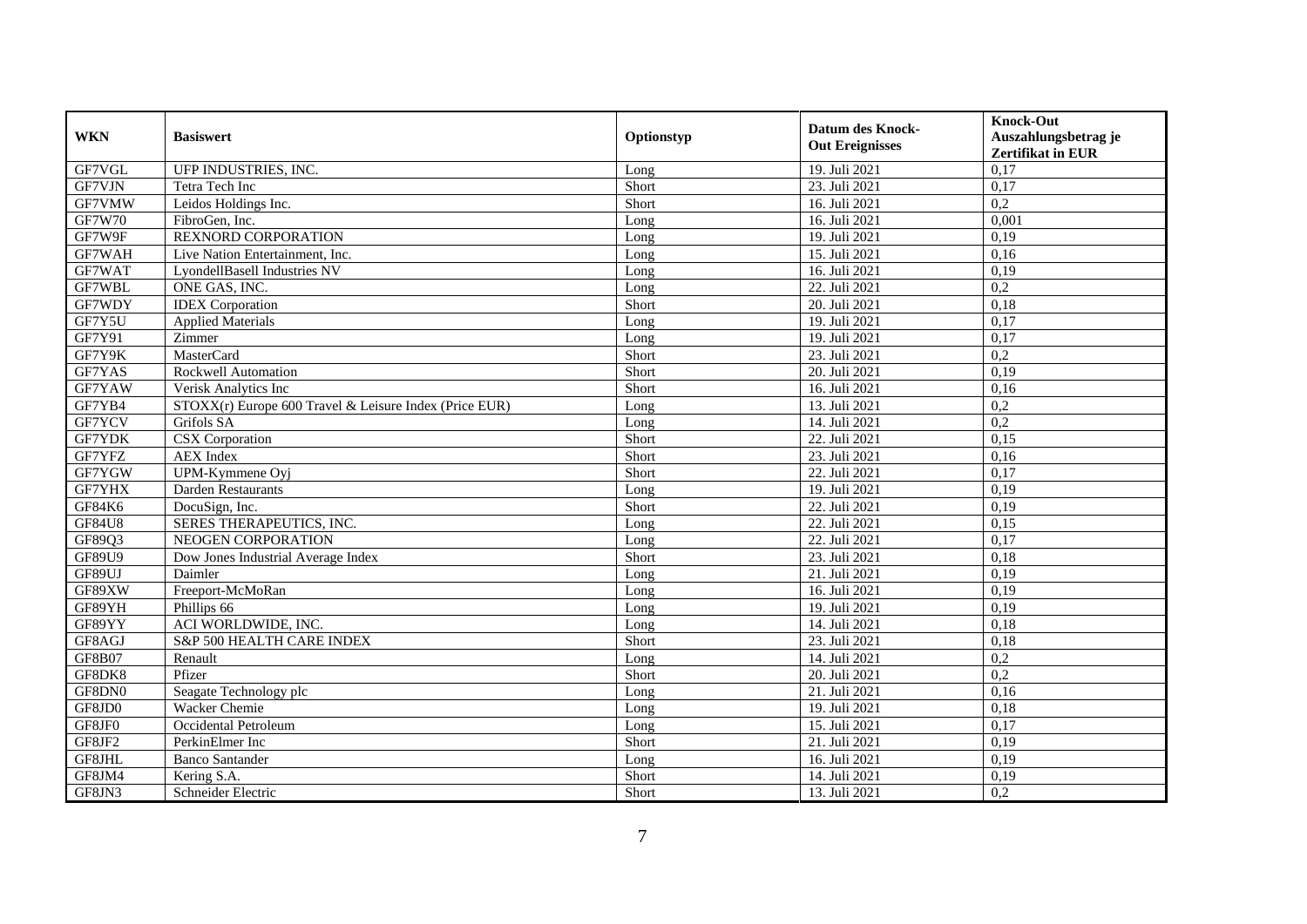| WKN | Basiswert | Optionstyp | Datum des Knock-Out Ereignisses | Knock-Out Auszahlungsbetrag je Zertifikat in EUR |
|---|---|---|---|---|
| GF7VGL | UFP INDUSTRIES, INC. | Long | 19. Juli 2021 | 0,17 |
| GF7VJN | Tetra Tech Inc | Short | 23. Juli 2021 | 0,17 |
| GF7VMW | Leidos Holdings Inc. | Short | 16. Juli 2021 | 0,2 |
| GF7W70 | FibroGen, Inc. | Long | 16. Juli 2021 | 0,001 |
| GF7W9F | REXNORD CORPORATION | Long | 19. Juli 2021 | 0,19 |
| GF7WAH | Live Nation Entertainment, Inc. | Long | 15. Juli 2021 | 0,16 |
| GF7WAT | LyondellBasell Industries NV | Long | 16. Juli 2021 | 0,19 |
| GF7WBL | ONE GAS, INC. | Long | 22. Juli 2021 | 0,2 |
| GF7WDY | IDEX Corporation | Short | 20. Juli 2021 | 0,18 |
| GF7Y5U | Applied Materials | Long | 19. Juli 2021 | 0,17 |
| GF7Y91 | Zimmer | Long | 19. Juli 2021 | 0,17 |
| GF7Y9K | MasterCard | Short | 23. Juli 2021 | 0,2 |
| GF7YAS | Rockwell Automation | Short | 20. Juli 2021 | 0,19 |
| GF7YAW | Verisk Analytics Inc | Short | 16. Juli 2021 | 0,16 |
| GF7YB4 | STOXX(r) Europe 600 Travel & Leisure Index (Price EUR) | Long | 13. Juli 2021 | 0,2 |
| GF7YCV | Grifols SA | Long | 14. Juli 2021 | 0,2 |
| GF7YDK | CSX Corporation | Short | 22. Juli 2021 | 0,15 |
| GF7YFZ | AEX Index | Short | 23. Juli 2021 | 0,16 |
| GF7YGW | UPM-Kymmene Oyj | Short | 22. Juli 2021 | 0,17 |
| GF7YHX | Darden Restaurants | Long | 19. Juli 2021 | 0,19 |
| GF84K6 | DocuSign, Inc. | Short | 22. Juli 2021 | 0,19 |
| GF84U8 | SERES THERAPEUTICS, INC. | Long | 22. Juli 2021 | 0,15 |
| GF89Q3 | NEOGEN CORPORATION | Long | 22. Juli 2021 | 0,17 |
| GF89U9 | Dow Jones Industrial Average Index | Short | 23. Juli 2021 | 0,18 |
| GF89UJ | Daimler | Long | 21. Juli 2021 | 0,19 |
| GF89XW | Freeport-McMoRan | Long | 16. Juli 2021 | 0,19 |
| GF89YH | Phillips 66 | Long | 19. Juli 2021 | 0,19 |
| GF89YY | ACI WORLDWIDE, INC. | Long | 14. Juli 2021 | 0,18 |
| GF8AGJ | S&P 500 HEALTH CARE INDEX | Short | 23. Juli 2021 | 0,18 |
| GF8B07 | Renault | Long | 14. Juli 2021 | 0,2 |
| GF8DK8 | Pfizer | Short | 20. Juli 2021 | 0,2 |
| GF8DN0 | Seagate Technology plc | Long | 21. Juli 2021 | 0,16 |
| GF8JD0 | Wacker Chemie | Long | 19. Juli 2021 | 0,18 |
| GF8JF0 | Occidental Petroleum | Long | 15. Juli 2021 | 0,17 |
| GF8JF2 | PerkinElmer Inc | Short | 21. Juli 2021 | 0,19 |
| GF8JHL | Banco Santander | Long | 16. Juli 2021 | 0,19 |
| GF8JM4 | Kering S.A. | Short | 14. Juli 2021 | 0,19 |
| GF8JN3 | Schneider Electric | Short | 13. Juli 2021 | 0,2 |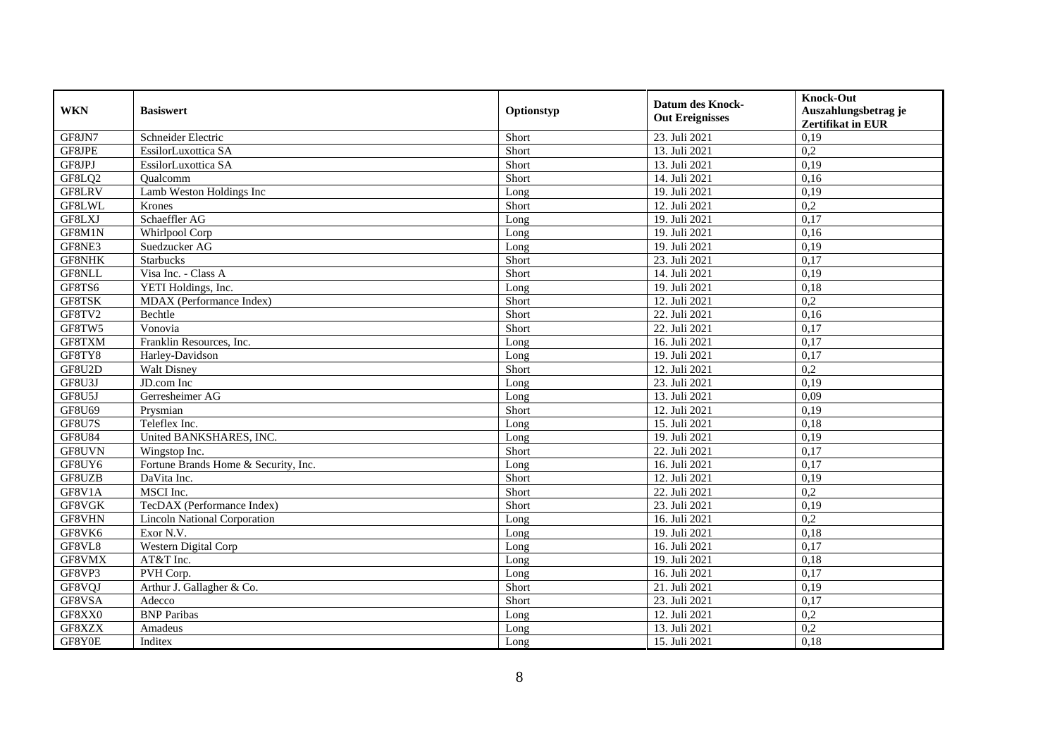| WKN | Basiswert | Optionstyp | Datum des Knock-Out Ereignisses | Knock-Out Auszahlungsbetrag je Zertifikat in EUR |
|---|---|---|---|---|
| GF8JN7 | Schneider Electric | Short | 23. Juli 2021 | 0,19 |
| GF8JPE | EssilorLuxottica SA | Short | 13. Juli 2021 | 0,2 |
| GF8JPJ | EssilorLuxottica SA | Short | 13. Juli 2021 | 0,19 |
| GF8LQ2 | Qualcomm | Short | 14. Juli 2021 | 0,16 |
| GF8LRV | Lamb Weston Holdings Inc | Long | 19. Juli 2021 | 0,19 |
| GF8LWL | Krones | Short | 12. Juli 2021 | 0,2 |
| GF8LXJ | Schaeffler AG | Long | 19. Juli 2021 | 0,17 |
| GF8M1N | Whirlpool Corp | Long | 19. Juli 2021 | 0,16 |
| GF8NE3 | Suedzucker AG | Long | 19. Juli 2021 | 0,19 |
| GF8NHK | Starbucks | Short | 23. Juli 2021 | 0,17 |
| GF8NLL | Visa Inc. - Class A | Short | 14. Juli 2021 | 0,19 |
| GF8TS6 | YETI Holdings, Inc. | Long | 19. Juli 2021 | 0,18 |
| GF8TSK | MDAX (Performance Index) | Short | 12. Juli 2021 | 0,2 |
| GF8TV2 | Bechtle | Short | 22. Juli 2021 | 0,16 |
| GF8TW5 | Vonovia | Short | 22. Juli 2021 | 0,17 |
| GF8TXM | Franklin Resources, Inc. | Long | 16. Juli 2021 | 0,17 |
| GF8TY8 | Harley-Davidson | Long | 19. Juli 2021 | 0,17 |
| GF8U2D | Walt Disney | Short | 12. Juli 2021 | 0,2 |
| GF8U3J | JD.com Inc | Long | 23. Juli 2021 | 0,19 |
| GF8U5J | Gerresheimer AG | Long | 13. Juli 2021 | 0,09 |
| GF8U69 | Prysmian | Short | 12. Juli 2021 | 0,19 |
| GF8U7S | Teleflex Inc. | Long | 15. Juli 2021 | 0,18 |
| GF8U84 | United BANKSHARES, INC. | Long | 19. Juli 2021 | 0,19 |
| GF8UVN | Wingstop Inc. | Short | 22. Juli 2021 | 0,17 |
| GF8UY6 | Fortune Brands Home & Security, Inc. | Long | 16. Juli 2021 | 0,17 |
| GF8UZB | DaVita Inc. | Short | 12. Juli 2021 | 0,19 |
| GF8V1A | MSCI Inc. | Short | 22. Juli 2021 | 0,2 |
| GF8VGK | TecDAX (Performance Index) | Short | 23. Juli 2021 | 0,19 |
| GF8VHN | Lincoln National Corporation | Long | 16. Juli 2021 | 0,2 |
| GF8VK6 | Exor N.V. | Long | 19. Juli 2021 | 0,18 |
| GF8VL8 | Western Digital Corp | Long | 16. Juli 2021 | 0,17 |
| GF8VMX | AT&T Inc. | Long | 19. Juli 2021 | 0,18 |
| GF8VP3 | PVH Corp. | Long | 16. Juli 2021 | 0,17 |
| GF8VQJ | Arthur J. Gallagher & Co. | Short | 21. Juli 2021 | 0,19 |
| GF8VSA | Adecco | Short | 23. Juli 2021 | 0,17 |
| GF8XX0 | BNP Paribas | Long | 12. Juli 2021 | 0,2 |
| GF8XZX | Amadeus | Long | 13. Juli 2021 | 0,2 |
| GF8Y0E | Inditex | Long | 15. Juli 2021 | 0,18 |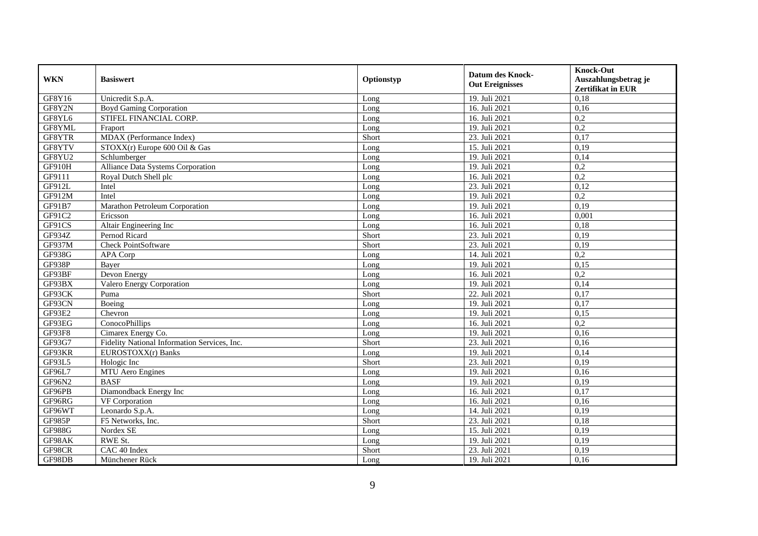| WKN | Basiswert | Optionstyp | Datum des Knock-Out Ereignisses | Knock-Out Auszahlungsbetrag je Zertifikat in EUR |
|---|---|---|---|---|
| GF8Y16 | Unicredit S.p.A. | Long | 19. Juli 2021 | 0,18 |
| GF8Y2N | Boyd Gaming Corporation | Long | 16. Juli 2021 | 0,16 |
| GF8YL6 | STIFEL FINANCIAL CORP. | Long | 16. Juli 2021 | 0,2 |
| GF8YML | Fraport | Long | 19. Juli 2021 | 0,2 |
| GF8YTR | MDAX (Performance Index) | Short | 23. Juli 2021 | 0,17 |
| GF8YTV | STOXX(r) Europe 600 Oil & Gas | Long | 15. Juli 2021 | 0,19 |
| GF8YU2 | Schlumberger | Long | 19. Juli 2021 | 0,14 |
| GF910H | Alliance Data Systems Corporation | Long | 19. Juli 2021 | 0,2 |
| GF9111 | Royal Dutch Shell plc | Long | 16. Juli 2021 | 0,2 |
| GF912L | Intel | Long | 23. Juli 2021 | 0,12 |
| GF912M | Intel | Long | 19. Juli 2021 | 0,2 |
| GF91B7 | Marathon Petroleum Corporation | Long | 19. Juli 2021 | 0,19 |
| GF91C2 | Ericsson | Long | 16. Juli 2021 | 0,001 |
| GF91CS | Altair Engineering Inc | Long | 16. Juli 2021 | 0,18 |
| GF934Z | Pernod Ricard | Short | 23. Juli 2021 | 0,19 |
| GF937M | Check PointSoftware | Short | 23. Juli 2021 | 0,19 |
| GF938G | APA Corp | Long | 14. Juli 2021 | 0,2 |
| GF938P | Bayer | Long | 19. Juli 2021 | 0,15 |
| GF93BF | Devon Energy | Long | 16. Juli 2021 | 0,2 |
| GF93BX | Valero Energy Corporation | Long | 19. Juli 2021 | 0,14 |
| GF93CK | Puma | Short | 22. Juli 2021 | 0,17 |
| GF93CN | Boeing | Long | 19. Juli 2021 | 0,17 |
| GF93E2 | Chevron | Long | 19. Juli 2021 | 0,15 |
| GF93EG | ConocoPhillips | Long | 16. Juli 2021 | 0,2 |
| GF93F8 | Cimarex Energy Co. | Long | 19. Juli 2021 | 0,16 |
| GF93G7 | Fidelity National Information Services, Inc. | Short | 23. Juli 2021 | 0,16 |
| GF93KR | EUROSTOXX(r) Banks | Long | 19. Juli 2021 | 0,14 |
| GF93L5 | Hologic Inc | Short | 23. Juli 2021 | 0,19 |
| GF96L7 | MTU Aero Engines | Long | 19. Juli 2021 | 0,16 |
| GF96N2 | BASF | Long | 19. Juli 2021 | 0,19 |
| GF96PB | Diamondback Energy Inc | Long | 16. Juli 2021 | 0,17 |
| GF96RG | VF Corporation | Long | 16. Juli 2021 | 0,16 |
| GF96WT | Leonardo S.p.A. | Long | 14. Juli 2021 | 0,19 |
| GF985P | F5 Networks, Inc. | Short | 23. Juli 2021 | 0,18 |
| GF988G | Nordex SE | Long | 15. Juli 2021 | 0,19 |
| GF98AK | RWE St. | Long | 19. Juli 2021 | 0,19 |
| GF98CR | CAC 40 Index | Short | 23. Juli 2021 | 0,19 |
| GF98DB | Münchener Rück | Long | 19. Juli 2021 | 0,16 |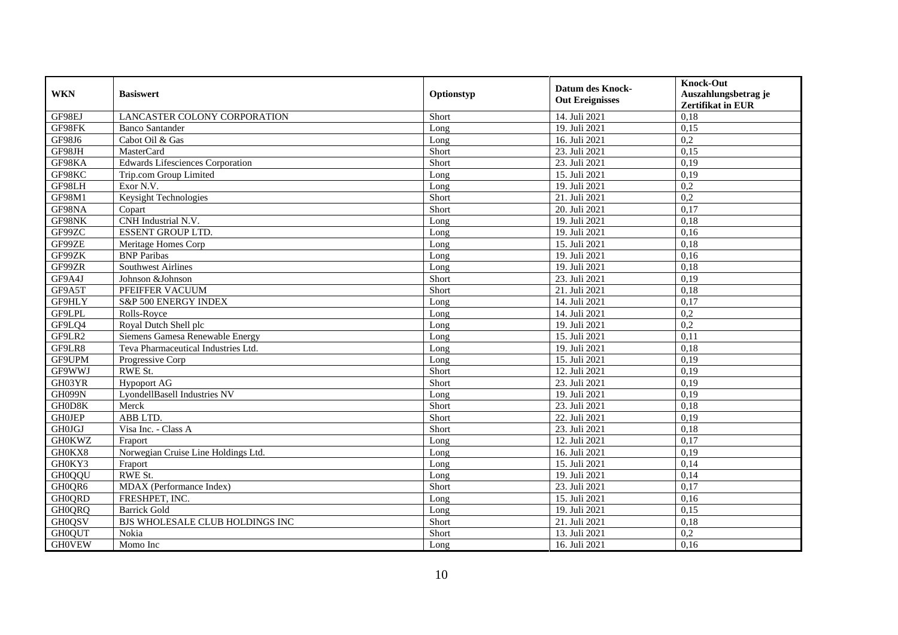| WKN | Basiswert | Optionstyp | Datum des Knock-Out Ereignisses | Knock-Out Auszahlungsbetrag je Zertifikat in EUR |
|---|---|---|---|---|
| GF98EJ | LANCASTER COLONY CORPORATION | Short | 14. Juli 2021 | 0,18 |
| GF98FK | Banco Santander | Long | 19. Juli 2021 | 0,15 |
| GF98J6 | Cabot Oil & Gas | Long | 16. Juli 2021 | 0,2 |
| GF98JH | MasterCard | Short | 23. Juli 2021 | 0,15 |
| GF98KA | Edwards Lifesciences Corporation | Short | 23. Juli 2021 | 0,19 |
| GF98KC | Trip.com Group Limited | Long | 15. Juli 2021 | 0,19 |
| GF98LH | Exor N.V. | Long | 19. Juli 2021 | 0,2 |
| GF98M1 | Keysight Technologies | Short | 21. Juli 2021 | 0,2 |
| GF98NA | Copart | Short | 20. Juli 2021 | 0,17 |
| GF98NK | CNH Industrial N.V. | Long | 19. Juli 2021 | 0,18 |
| GF99ZC | ESSENT GROUP LTD. | Long | 19. Juli 2021 | 0,16 |
| GF99ZE | Meritage Homes Corp | Long | 15. Juli 2021 | 0,18 |
| GF99ZK | BNP Paribas | Long | 19. Juli 2021 | 0,16 |
| GF99ZR | Southwest Airlines | Long | 19. Juli 2021 | 0,18 |
| GF9A4J | Johnson &Johnson | Short | 23. Juli 2021 | 0,19 |
| GF9A5T | PFEIFFER VACUUM | Short | 21. Juli 2021 | 0,18 |
| GF9HLY | S&P 500 ENERGY INDEX | Long | 14. Juli 2021 | 0,17 |
| GF9LPL | Rolls-Royce | Long | 14. Juli 2021 | 0,2 |
| GF9LQ4 | Royal Dutch Shell plc | Long | 19. Juli 2021 | 0,2 |
| GF9LR2 | Siemens Gamesa Renewable Energy | Long | 15. Juli 2021 | 0,11 |
| GF9LR8 | Teva Pharmaceutical Industries Ltd. | Long | 19. Juli 2021 | 0,18 |
| GF9UPM | Progressive Corp | Long | 15. Juli 2021 | 0,19 |
| GF9WWJ | RWE St. | Short | 12. Juli 2021 | 0,19 |
| GH03YR | Hypoport AG | Short | 23. Juli 2021 | 0,19 |
| GH099N | LyondellBasell Industries NV | Long | 19. Juli 2021 | 0,19 |
| GH0D8K | Merck | Short | 23. Juli 2021 | 0,18 |
| GH0JEP | ABB LTD. | Short | 22. Juli 2021 | 0,19 |
| GH0JGJ | Visa Inc. - Class A | Short | 23. Juli 2021 | 0,18 |
| GH0KWZ | Fraport | Long | 12. Juli 2021 | 0,17 |
| GH0KX8 | Norwegian Cruise Line Holdings Ltd. | Long | 16. Juli 2021 | 0,19 |
| GH0KY3 | Fraport | Long | 15. Juli 2021 | 0,14 |
| GH0QQU | RWE St. | Long | 19. Juli 2021 | 0,14 |
| GH0QR6 | MDAX (Performance Index) | Short | 23. Juli 2021 | 0,17 |
| GH0QRD | FRESHPET, INC. | Long | 15. Juli 2021 | 0,16 |
| GH0QRQ | Barrick Gold | Long | 19. Juli 2021 | 0,15 |
| GH0QSV | BJS WHOLESALE CLUB HOLDINGS INC | Short | 21. Juli 2021 | 0,18 |
| GH0QUT | Nokia | Short | 13. Juli 2021 | 0,2 |
| GH0VEW | Momo Inc | Long | 16. Juli 2021 | 0,16 |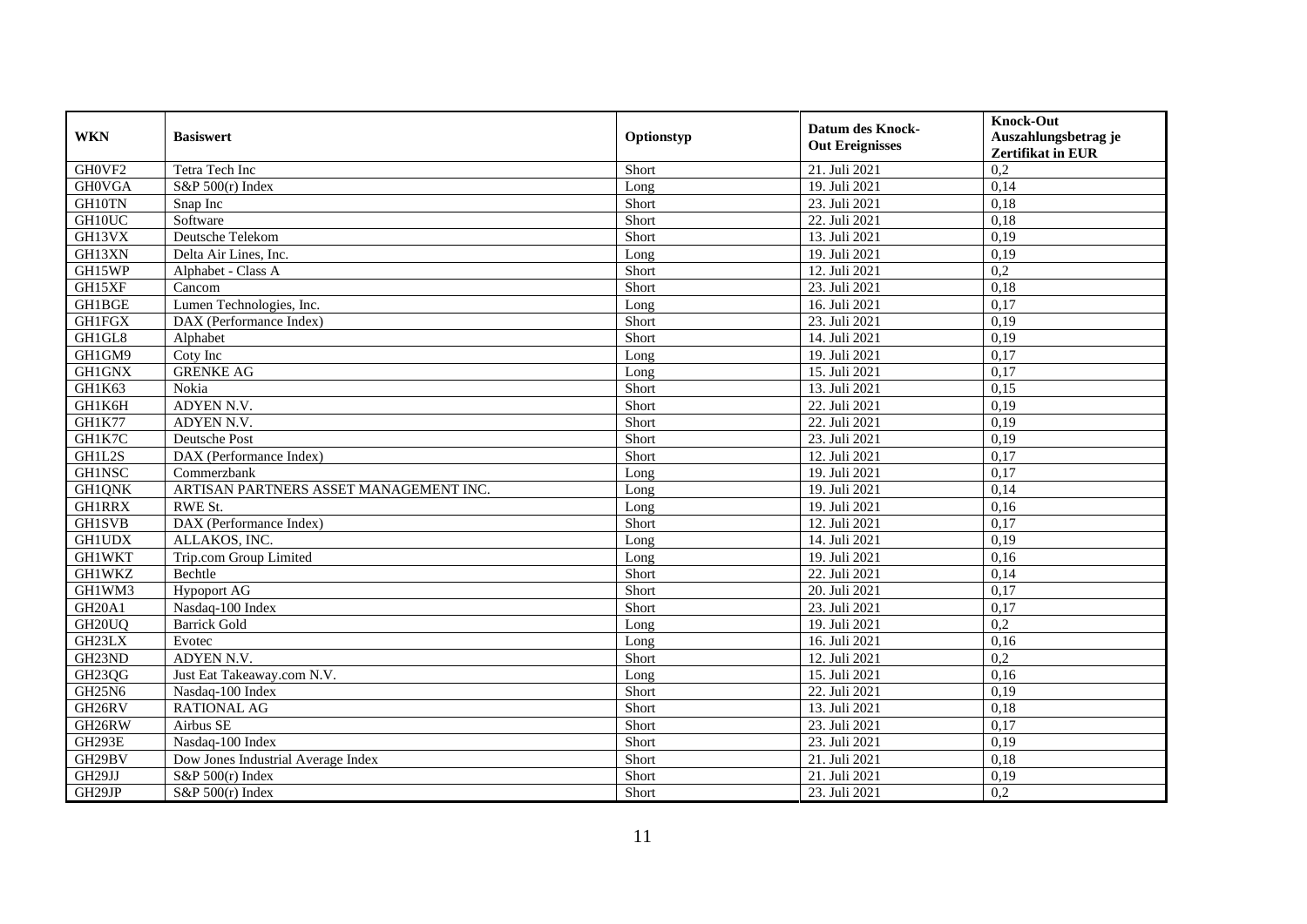| WKN | Basiswert | Optionstyp | Datum des Knock-Out Ereignisses | Knock-Out Auszahlungsbetrag je Zertifikat in EUR |
|---|---|---|---|---|
| GH0VF2 | Tetra Tech Inc | Short | 21. Juli 2021 | 0,2 |
| GH0VGA | S&P 500(r) Index | Long | 19. Juli 2021 | 0,14 |
| GH10TN | Snap Inc | Short | 23. Juli 2021 | 0,18 |
| GH10UC | Software | Short | 22. Juli 2021 | 0,18 |
| GH13VX | Deutsche Telekom | Short | 13. Juli 2021 | 0,19 |
| GH13XN | Delta Air Lines, Inc. | Long | 19. Juli 2021 | 0,19 |
| GH15WP | Alphabet - Class A | Short | 12. Juli 2021 | 0,2 |
| GH15XF | Cancom | Short | 23. Juli 2021 | 0,18 |
| GH1BGE | Lumen Technologies, Inc. | Long | 16. Juli 2021 | 0,17 |
| GH1FGX | DAX (Performance Index) | Short | 23. Juli 2021 | 0,19 |
| GH1GL8 | Alphabet | Short | 14. Juli 2021 | 0,19 |
| GH1GM9 | Coty Inc | Long | 19. Juli 2021 | 0,17 |
| GH1GNX | GRENKE AG | Long | 15. Juli 2021 | 0,17 |
| GH1K63 | Nokia | Short | 13. Juli 2021 | 0,15 |
| GH1K6H | ADYEN N.V. | Short | 22. Juli 2021 | 0,19 |
| GH1K77 | ADYEN N.V. | Short | 22. Juli 2021 | 0,19 |
| GH1K7C | Deutsche Post | Short | 23. Juli 2021 | 0,19 |
| GH1L2S | DAX (Performance Index) | Short | 12. Juli 2021 | 0,17 |
| GH1NSC | Commerzbank | Long | 19. Juli 2021 | 0,17 |
| GH1QNK | ARTISAN PARTNERS ASSET MANAGEMENT INC. | Long | 19. Juli 2021 | 0,14 |
| GH1RRX | RWE St. | Long | 19. Juli 2021 | 0,16 |
| GH1SVB | DAX (Performance Index) | Short | 12. Juli 2021 | 0,17 |
| GH1UDX | ALLAKOS, INC. | Long | 14. Juli 2021 | 0,19 |
| GH1WKT | Trip.com Group Limited | Long | 19. Juli 2021 | 0,16 |
| GH1WKZ | Bechtle | Short | 22. Juli 2021 | 0,14 |
| GH1WM3 | Hypoport AG | Short | 20. Juli 2021 | 0,17 |
| GH20A1 | Nasdaq-100 Index | Short | 23. Juli 2021 | 0,17 |
| GH20UQ | Barrick Gold | Long | 19. Juli 2021 | 0,2 |
| GH23LX | Evotec | Long | 16. Juli 2021 | 0,16 |
| GH23ND | ADYEN N.V. | Short | 12. Juli 2021 | 0,2 |
| GH23QG | Just Eat Takeaway.com N.V. | Long | 15. Juli 2021 | 0,16 |
| GH25N6 | Nasdaq-100 Index | Short | 22. Juli 2021 | 0,19 |
| GH26RV | RATIONAL AG | Short | 13. Juli 2021 | 0,18 |
| GH26RW | Airbus SE | Short | 23. Juli 2021 | 0,17 |
| GH293E | Nasdaq-100 Index | Short | 23. Juli 2021 | 0,19 |
| GH29BV | Dow Jones Industrial Average Index | Short | 21. Juli 2021 | 0,18 |
| GH29JJ | S&P 500(r) Index | Short | 21. Juli 2021 | 0,19 |
| GH29JP | S&P 500(r) Index | Short | 23. Juli 2021 | 0,2 |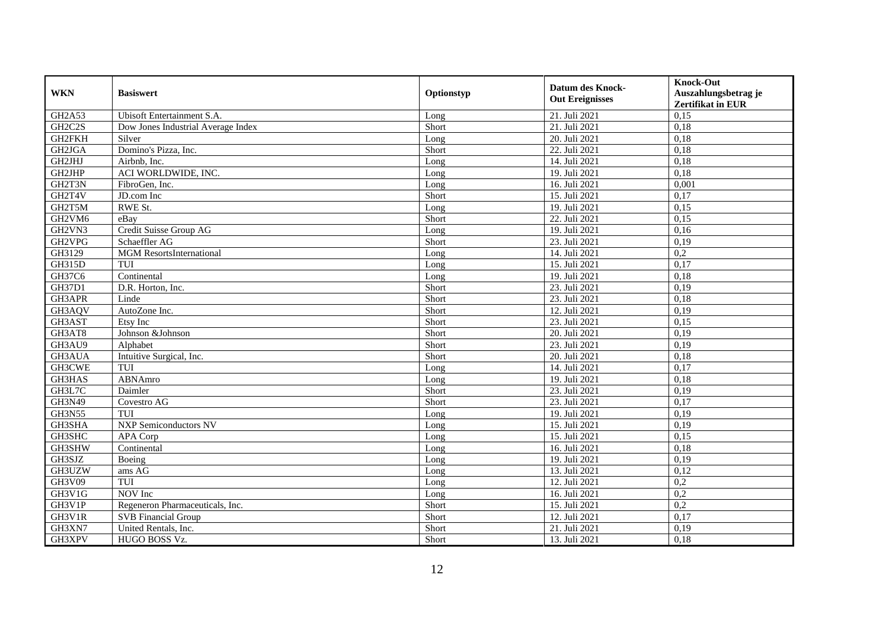| WKN | Basiswert | Optionstyp | Datum des Knock-Out Ereignisses | Knock-Out Auszahlungsbetrag je Zertifikat in EUR |
|---|---|---|---|---|
| GH2A53 | Ubisoft Entertainment S.A. | Long | 21. Juli 2021 | 0,15 |
| GH2C2S | Dow Jones Industrial Average Index | Short | 21. Juli 2021 | 0,18 |
| GH2FKH | Silver | Long | 20. Juli 2021 | 0,18 |
| GH2JGA | Domino's Pizza, Inc. | Short | 22. Juli 2021 | 0,18 |
| GH2JHJ | Airbnb, Inc. | Long | 14. Juli 2021 | 0,18 |
| GH2JHP | ACI WORLDWIDE, INC. | Long | 19. Juli 2021 | 0,18 |
| GH2T3N | FibroGen, Inc. | Long | 16. Juli 2021 | 0,001 |
| GH2T4V | JD.com Inc | Short | 15. Juli 2021 | 0,17 |
| GH2T5M | RWE St. | Long | 19. Juli 2021 | 0,15 |
| GH2VM6 | eBay | Short | 22. Juli 2021 | 0,15 |
| GH2VN3 | Credit Suisse Group AG | Long | 19. Juli 2021 | 0,16 |
| GH2VPG | Schaeffler AG | Short | 23. Juli 2021 | 0,19 |
| GH3129 | MGM ResortsInternational | Long | 14. Juli 2021 | 0,2 |
| GH315D | TUI | Long | 15. Juli 2021 | 0,17 |
| GH37C6 | Continental | Long | 19. Juli 2021 | 0,18 |
| GH37D1 | D.R. Horton, Inc. | Short | 23. Juli 2021 | 0,19 |
| GH3APR | Linde | Short | 23. Juli 2021 | 0,18 |
| GH3AQV | AutoZone Inc. | Short | 12. Juli 2021 | 0,19 |
| GH3AST | Etsy Inc | Short | 23. Juli 2021 | 0,15 |
| GH3AT8 | Johnson &Johnson | Short | 20. Juli 2021 | 0,19 |
| GH3AU9 | Alphabet | Short | 23. Juli 2021 | 0,19 |
| GH3AUA | Intuitive Surgical, Inc. | Short | 20. Juli 2021 | 0,18 |
| GH3CWE | TUI | Long | 14. Juli 2021 | 0,17 |
| GH3HAS | ABNAmro | Long | 19. Juli 2021 | 0,18 |
| GH3L7C | Daimler | Short | 23. Juli 2021 | 0,19 |
| GH3N49 | Covestro AG | Short | 23. Juli 2021 | 0,17 |
| GH3N55 | TUI | Long | 19. Juli 2021 | 0,19 |
| GH3SHA | NXP Semiconductors NV | Long | 15. Juli 2021 | 0,19 |
| GH3SHC | APA Corp | Long | 15. Juli 2021 | 0,15 |
| GH3SHW | Continental | Long | 16. Juli 2021 | 0,18 |
| GH3SJZ | Boeing | Long | 19. Juli 2021 | 0,19 |
| GH3UZW | ams AG | Long | 13. Juli 2021 | 0,12 |
| GH3V09 | TUI | Long | 12. Juli 2021 | 0,2 |
| GH3V1G | NOV Inc | Long | 16. Juli 2021 | 0,2 |
| GH3V1P | Regeneron Pharmaceuticals, Inc. | Short | 15. Juli 2021 | 0,2 |
| GH3V1R | SVB Financial Group | Short | 12. Juli 2021 | 0,17 |
| GH3XN7 | United Rentals, Inc. | Short | 21. Juli 2021 | 0,19 |
| GH3XPV | HUGO BOSS Vz. | Short | 13. Juli 2021 | 0,18 |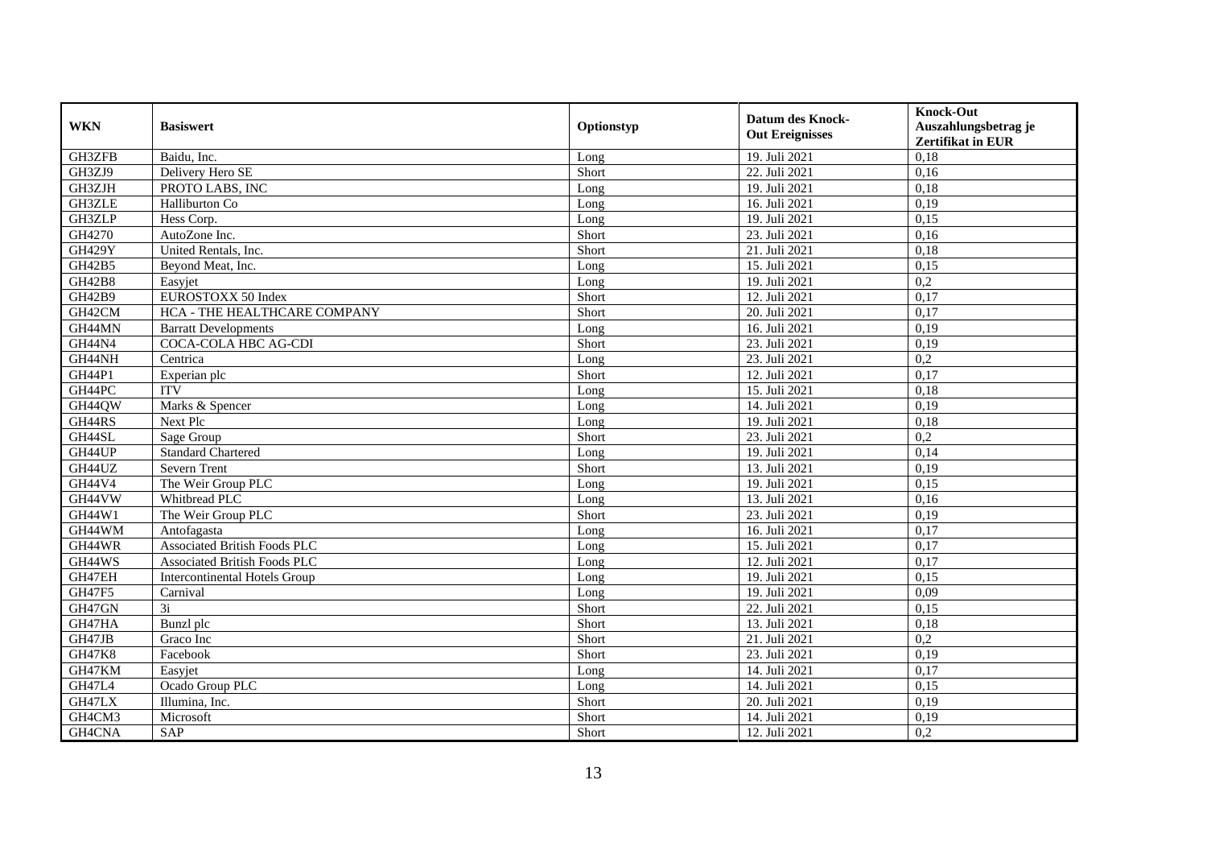| WKN | Basiswert | Optionstyp | Datum des Knock-Out Ereignisses | Knock-Out Auszahlungsbetrag je Zertifikat in EUR |
|---|---|---|---|---|
| GH3ZFB | Baidu, Inc. | Long | 19. Juli 2021 | 0,18 |
| GH3ZJ9 | Delivery Hero SE | Short | 22. Juli 2021 | 0,16 |
| GH3ZJH | PROTO LABS, INC | Long | 19. Juli 2021 | 0,18 |
| GH3ZLE | Halliburton Co | Long | 16. Juli 2021 | 0,19 |
| GH3ZLP | Hess Corp. | Long | 19. Juli 2021 | 0,15 |
| GH4270 | AutoZone Inc. | Short | 23. Juli 2021 | 0,16 |
| GH429Y | United Rentals, Inc. | Short | 21. Juli 2021 | 0,18 |
| GH42B5 | Beyond Meat, Inc. | Long | 15. Juli 2021 | 0,15 |
| GH42B8 | Easyjet | Long | 19. Juli 2021 | 0,2 |
| GH42B9 | EUROSTOXX 50 Index | Short | 12. Juli 2021 | 0,17 |
| GH42CM | HCA - THE HEALTHCARE COMPANY | Short | 20. Juli 2021 | 0,17 |
| GH44MN | Barratt Developments | Long | 16. Juli 2021 | 0,19 |
| GH44N4 | COCA-COLA HBC AG-CDI | Short | 23. Juli 2021 | 0,19 |
| GH44NH | Centrica | Long | 23. Juli 2021 | 0,2 |
| GH44P1 | Experian plc | Short | 12. Juli 2021 | 0,17 |
| GH44PC | ITV | Long | 15. Juli 2021 | 0,18 |
| GH44QW | Marks & Spencer | Long | 14. Juli 2021 | 0,19 |
| GH44RS | Next Plc | Long | 19. Juli 2021 | 0,18 |
| GH44SL | Sage Group | Short | 23. Juli 2021 | 0,2 |
| GH44UP | Standard Chartered | Long | 19. Juli 2021 | 0,14 |
| GH44UZ | Severn Trent | Short | 13. Juli 2021 | 0,19 |
| GH44V4 | The Weir Group PLC | Long | 19. Juli 2021 | 0,15 |
| GH44VW | Whitbread PLC | Long | 13. Juli 2021 | 0,16 |
| GH44W1 | The Weir Group PLC | Short | 23. Juli 2021 | 0,19 |
| GH44WM | Antofagasta | Long | 16. Juli 2021 | 0,17 |
| GH44WR | Associated British Foods PLC | Long | 15. Juli 2021 | 0,17 |
| GH44WS | Associated British Foods PLC | Long | 12. Juli 2021 | 0,17 |
| GH47EH | Intercontinental Hotels Group | Long | 19. Juli 2021 | 0,15 |
| GH47F5 | Carnival | Long | 19. Juli 2021 | 0,09 |
| GH47GN | 3i | Short | 22. Juli 2021 | 0,15 |
| GH47HA | Bunzl plc | Short | 13. Juli 2021 | 0,18 |
| GH47JB | Graco Inc | Short | 21. Juli 2021 | 0,2 |
| GH47K8 | Facebook | Short | 23. Juli 2021 | 0,19 |
| GH47KM | Easyjet | Long | 14. Juli 2021 | 0,17 |
| GH47L4 | Ocado Group PLC | Long | 14. Juli 2021 | 0,15 |
| GH47LX | Illumina, Inc. | Short | 20. Juli 2021 | 0,19 |
| GH4CM3 | Microsoft | Short | 14. Juli 2021 | 0,19 |
| GH4CNA | SAP | Short | 12. Juli 2021 | 0,2 |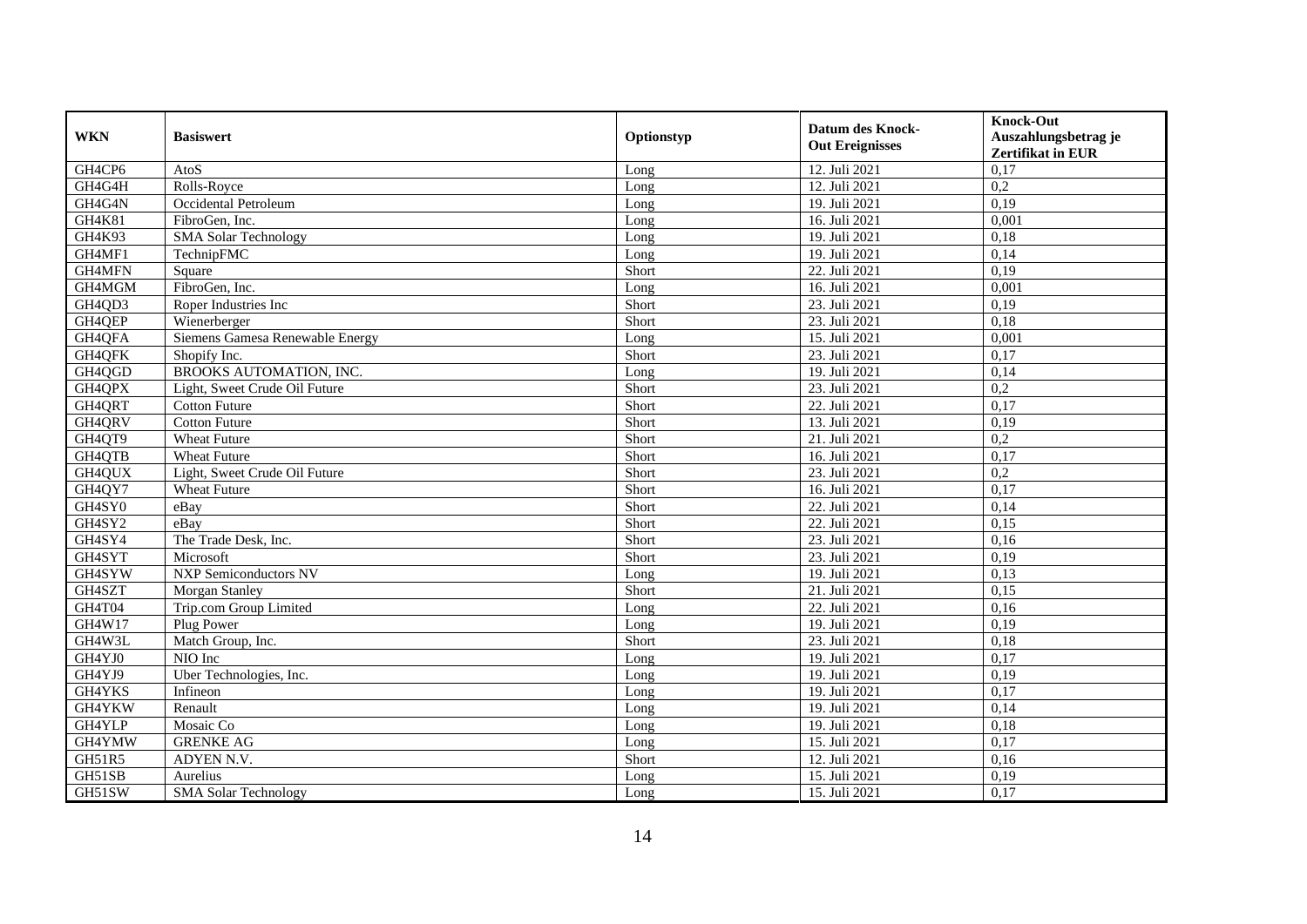| WKN | Basiswert | Optionstyp | Datum des Knock-Out Ereignisses | Knock-Out Auszahlungsbetrag je Zertifikat in EUR |
|---|---|---|---|---|
| GH4CP6 | AtoS | Long | 12. Juli 2021 | 0,17 |
| GH4G4H | Rolls-Royce | Long | 12. Juli 2021 | 0,2 |
| GH4G4N | Occidental Petroleum | Long | 19. Juli 2021 | 0,19 |
| GH4K81 | FibroGen, Inc. | Long | 16. Juli 2021 | 0,001 |
| GH4K93 | SMA Solar Technology | Long | 19. Juli 2021 | 0,18 |
| GH4MF1 | TechnipFMC | Long | 19. Juli 2021 | 0,14 |
| GH4MFN | Square | Short | 22. Juli 2021 | 0,19 |
| GH4MGM | FibroGen, Inc. | Long | 16. Juli 2021 | 0,001 |
| GH4QD3 | Roper Industries Inc | Short | 23. Juli 2021 | 0,19 |
| GH4QEP | Wienerberger | Short | 23. Juli 2021 | 0,18 |
| GH4QFA | Siemens Gamesa Renewable Energy | Long | 15. Juli 2021 | 0,001 |
| GH4QFK | Shopify Inc. | Short | 23. Juli 2021 | 0,17 |
| GH4QGD | BROOKS AUTOMATION, INC. | Long | 19. Juli 2021 | 0,14 |
| GH4QPX | Light, Sweet Crude Oil Future | Short | 23. Juli 2021 | 0,2 |
| GH4QRT | Cotton Future | Short | 22. Juli 2021 | 0,17 |
| GH4QRV | Cotton Future | Short | 13. Juli 2021 | 0,19 |
| GH4QT9 | Wheat Future | Short | 21. Juli 2021 | 0,2 |
| GH4QTB | Wheat Future | Short | 16. Juli 2021 | 0,17 |
| GH4QUX | Light, Sweet Crude Oil Future | Short | 23. Juli 2021 | 0,2 |
| GH4QY7 | Wheat Future | Short | 16. Juli 2021 | 0,17 |
| GH4SY0 | eBay | Short | 22. Juli 2021 | 0,14 |
| GH4SY2 | eBay | Short | 22. Juli 2021 | 0,15 |
| GH4SY4 | The Trade Desk, Inc. | Short | 23. Juli 2021 | 0,16 |
| GH4SYT | Microsoft | Short | 23. Juli 2021 | 0,19 |
| GH4SYW | NXP Semiconductors NV | Long | 19. Juli 2021 | 0,13 |
| GH4SZT | Morgan Stanley | Short | 21. Juli 2021 | 0,15 |
| GH4T04 | Trip.com Group Limited | Long | 22. Juli 2021 | 0,16 |
| GH4W17 | Plug Power | Long | 19. Juli 2021 | 0,19 |
| GH4W3L | Match Group, Inc. | Short | 23. Juli 2021 | 0,18 |
| GH4YJ0 | NIO Inc | Long | 19. Juli 2021 | 0,17 |
| GH4YJ9 | Uber Technologies, Inc. | Long | 19. Juli 2021 | 0,19 |
| GH4YKS | Infineon | Long | 19. Juli 2021 | 0,17 |
| GH4YKW | Renault | Long | 19. Juli 2021 | 0,14 |
| GH4YLP | Mosaic Co | Long | 19. Juli 2021 | 0,18 |
| GH4YMW | GRENKE AG | Long | 15. Juli 2021 | 0,17 |
| GH51R5 | ADYEN N.V. | Short | 12. Juli 2021 | 0,16 |
| GH51SB | Aurelius | Long | 15. Juli 2021 | 0,19 |
| GH51SW | SMA Solar Technology | Long | 15. Juli 2021 | 0,17 |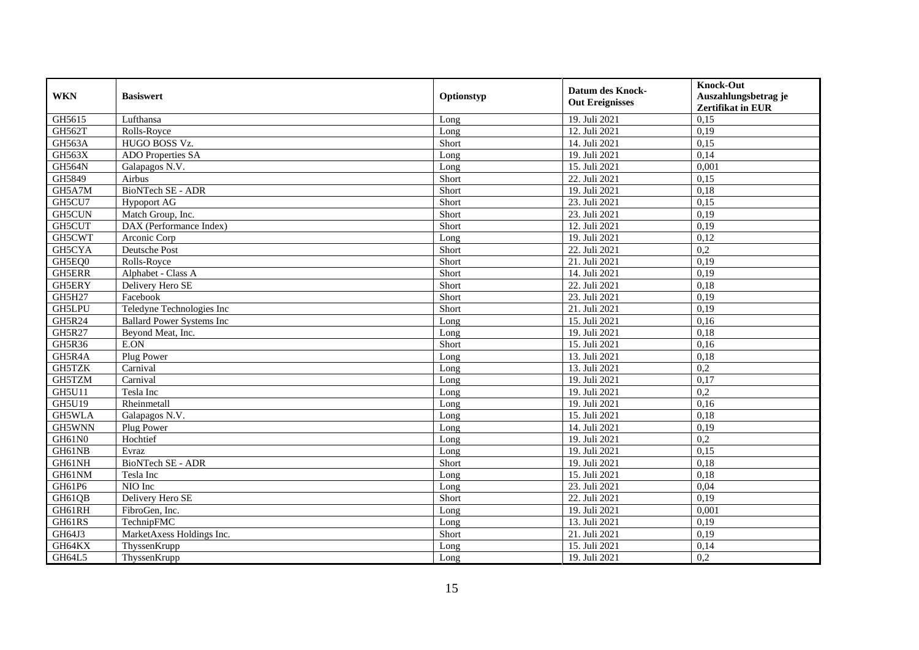| WKN | Basiswert | Optionstyp | Datum des Knock-Out Ereignisses | Knock-Out Auszahlungsbetrag je Zertifikat in EUR |
|---|---|---|---|---|
| GH5615 | Lufthansa | Long | 19. Juli 2021 | 0,15 |
| GH562T | Rolls-Royce | Long | 12. Juli 2021 | 0,19 |
| GH563A | HUGO BOSS Vz. | Short | 14. Juli 2021 | 0,15 |
| GH563X | ADO Properties SA | Long | 19. Juli 2021 | 0,14 |
| GH564N | Galapagos N.V. | Long | 15. Juli 2021 | 0,001 |
| GH5849 | Airbus | Short | 22. Juli 2021 | 0,15 |
| GH5A7M | BioNTech SE - ADR | Short | 19. Juli 2021 | 0,18 |
| GH5CU7 | Hypoport AG | Short | 23. Juli 2021 | 0,15 |
| GH5CUN | Match Group, Inc. | Short | 23. Juli 2021 | 0,19 |
| GH5CUT | DAX (Performance Index) | Short | 12. Juli 2021 | 0,19 |
| GH5CWT | Arconic Corp | Long | 19. Juli 2021 | 0,12 |
| GH5CYA | Deutsche Post | Short | 22. Juli 2021 | 0,2 |
| GH5EQ0 | Rolls-Royce | Short | 21. Juli 2021 | 0,19 |
| GH5ERR | Alphabet - Class A | Short | 14. Juli 2021 | 0,19 |
| GH5ERY | Delivery Hero SE | Short | 22. Juli 2021 | 0,18 |
| GH5H27 | Facebook | Short | 23. Juli 2021 | 0,19 |
| GH5LPU | Teledyne Technologies Inc | Short | 21. Juli 2021 | 0,19 |
| GH5R24 | Ballard Power Systems Inc | Long | 15. Juli 2021 | 0,16 |
| GH5R27 | Beyond Meat, Inc. | Long | 19. Juli 2021 | 0,18 |
| GH5R36 | E.ON | Short | 15. Juli 2021 | 0,16 |
| GH5R4A | Plug Power | Long | 13. Juli 2021 | 0,18 |
| GH5TZK | Carnival | Long | 13. Juli 2021 | 0,2 |
| GH5TZM | Carnival | Long | 19. Juli 2021 | 0,17 |
| GH5U11 | Tesla Inc | Long | 19. Juli 2021 | 0,2 |
| GH5U19 | Rheinmetall | Long | 19. Juli 2021 | 0,16 |
| GH5WLA | Galapagos N.V. | Long | 15. Juli 2021 | 0,18 |
| GH5WNN | Plug Power | Long | 14. Juli 2021 | 0,19 |
| GH61N0 | Hochtief | Long | 19. Juli 2021 | 0,2 |
| GH61NB | Evraz | Long | 19. Juli 2021 | 0,15 |
| GH61NH | BioNTech SE - ADR | Short | 19. Juli 2021 | 0,18 |
| GH61NM | Tesla Inc | Long | 15. Juli 2021 | 0,18 |
| GH61P6 | NIO Inc | Long | 23. Juli 2021 | 0,04 |
| GH61QB | Delivery Hero SE | Short | 22. Juli 2021 | 0,19 |
| GH61RH | FibroGen, Inc. | Long | 19. Juli 2021 | 0,001 |
| GH61RS | TechnipFMC | Long | 13. Juli 2021 | 0,19 |
| GH64J3 | MarketAxess Holdings Inc. | Short | 21. Juli 2021 | 0,19 |
| GH64KX | ThyssenKrupp | Long | 15. Juli 2021 | 0,14 |
| GH64L5 | ThyssenKrupp | Long | 19. Juli 2021 | 0,2 |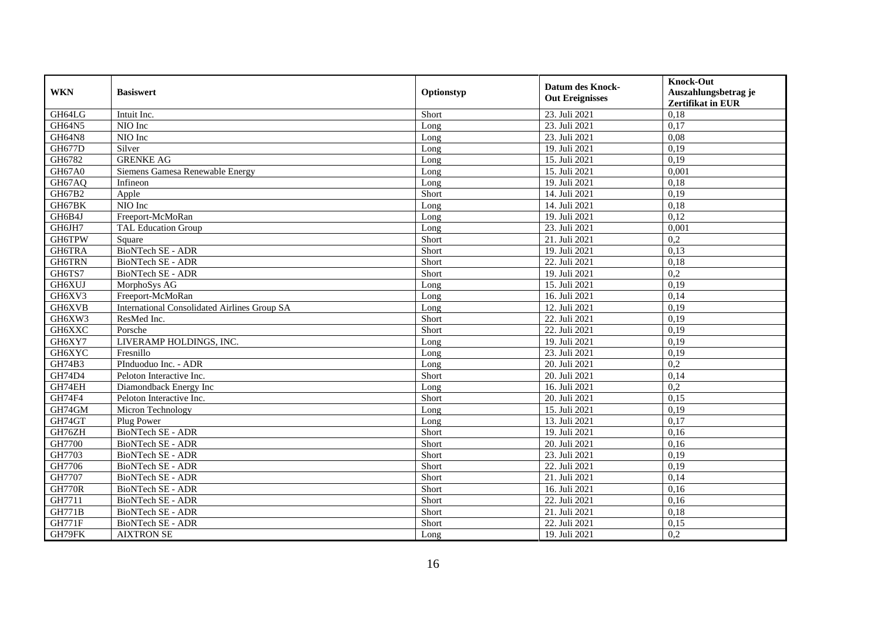| WKN | Basiswert | Optionstyp | Datum des Knock-Out Ereignisses | Knock-Out Auszahlungsbetrag je Zertifikat in EUR |
|---|---|---|---|---|
| GH64LG | Intuit Inc. | Short | 23. Juli 2021 | 0,18 |
| GH64N5 | NIO Inc | Long | 23. Juli 2021 | 0,17 |
| GH64N8 | NIO Inc | Long | 23. Juli 2021 | 0,08 |
| GH677D | Silver | Long | 19. Juli 2021 | 0,19 |
| GH6782 | GRENKE AG | Long | 15. Juli 2021 | 0,19 |
| GH67A0 | Siemens Gamesa Renewable Energy | Long | 15. Juli 2021 | 0,001 |
| GH67AQ | Infineon | Long | 19. Juli 2021 | 0,18 |
| GH67B2 | Apple | Short | 14. Juli 2021 | 0,19 |
| GH67BK | NIO Inc | Long | 14. Juli 2021 | 0,18 |
| GH6B4J | Freeport-McMoRan | Long | 19. Juli 2021 | 0,12 |
| GH6JH7 | TAL Education Group | Long | 23. Juli 2021 | 0,001 |
| GH6TPW | Square | Short | 21. Juli 2021 | 0,2 |
| GH6TRA | BioNTech SE - ADR | Short | 19. Juli 2021 | 0,13 |
| GH6TRN | BioNTech SE - ADR | Short | 22. Juli 2021 | 0,18 |
| GH6TS7 | BioNTech SE - ADR | Short | 19. Juli 2021 | 0,2 |
| GH6XUJ | MorphoSys AG | Long | 15. Juli 2021 | 0,19 |
| GH6XV3 | Freeport-McMoRan | Long | 16. Juli 2021 | 0,14 |
| GH6XVB | International Consolidated Airlines Group SA | Long | 12. Juli 2021 | 0,19 |
| GH6XW3 | ResMed Inc. | Short | 22. Juli 2021 | 0,19 |
| GH6XXC | Porsche | Short | 22. Juli 2021 | 0,19 |
| GH6XY7 | LIVERAMP HOLDINGS, INC. | Long | 19. Juli 2021 | 0,19 |
| GH6XYC | Fresnillo | Long | 23. Juli 2021 | 0,19 |
| GH74B3 | PInduoduo Inc. - ADR | Long | 20. Juli 2021 | 0,2 |
| GH74D4 | Peloton Interactive Inc. | Short | 20. Juli 2021 | 0,14 |
| GH74EH | Diamondback Energy Inc | Long | 16. Juli 2021 | 0,2 |
| GH74F4 | Peloton Interactive Inc. | Short | 20. Juli 2021 | 0,15 |
| GH74GM | Micron Technology | Long | 15. Juli 2021 | 0,19 |
| GH74GT | Plug Power | Long | 13. Juli 2021 | 0,17 |
| GH76ZH | BioNTech SE - ADR | Short | 19. Juli 2021 | 0,16 |
| GH7700 | BioNTech SE - ADR | Short | 20. Juli 2021 | 0,16 |
| GH7703 | BioNTech SE - ADR | Short | 23. Juli 2021 | 0,19 |
| GH7706 | BioNTech SE - ADR | Short | 22. Juli 2021 | 0,19 |
| GH7707 | BioNTech SE - ADR | Short | 21. Juli 2021 | 0,14 |
| GH770R | BioNTech SE - ADR | Short | 16. Juli 2021 | 0,16 |
| GH7711 | BioNTech SE - ADR | Short | 22. Juli 2021 | 0,16 |
| GH771B | BioNTech SE - ADR | Short | 21. Juli 2021 | 0,18 |
| GH771F | BioNTech SE - ADR | Short | 22. Juli 2021 | 0,15 |
| GH79FK | AIXTRON SE | Long | 19. Juli 2021 | 0,2 |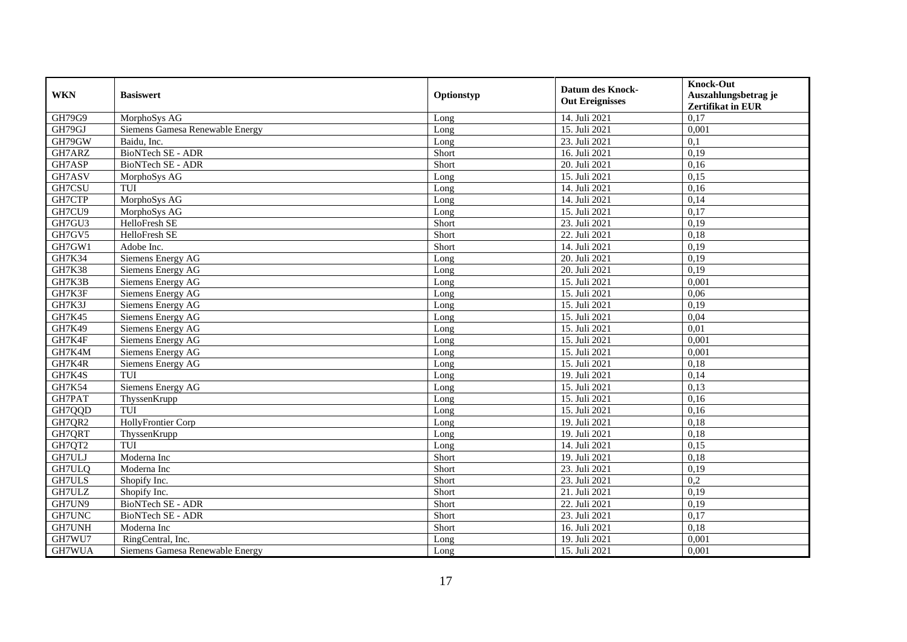| WKN | Basiswert | Optionstyp | Datum des Knock-Out Ereignisses | Knock-Out Auszahlungsbetrag je Zertifikat in EUR |
| --- | --- | --- | --- | --- |
| GH79G9 | MorphoSys AG | Long | 14. Juli 2021 | 0,17 |
| GH79GJ | Siemens Gamesa Renewable Energy | Long | 15. Juli 2021 | 0,001 |
| GH79GW | Baidu, Inc. | Long | 23. Juli 2021 | 0,1 |
| GH7ARZ | BioNTech SE - ADR | Short | 16. Juli 2021 | 0,19 |
| GH7ASP | BioNTech SE - ADR | Short | 20. Juli 2021 | 0,16 |
| GH7ASV | MorphoSys AG | Long | 15. Juli 2021 | 0,15 |
| GH7CSU | TUI | Long | 14. Juli 2021 | 0,16 |
| GH7CTP | MorphoSys AG | Long | 14. Juli 2021 | 0,14 |
| GH7CU9 | MorphoSys AG | Long | 15. Juli 2021 | 0,17 |
| GH7GU3 | HelloFresh SE | Short | 23. Juli 2021 | 0,19 |
| GH7GV5 | HelloFresh SE | Short | 22. Juli 2021 | 0,18 |
| GH7GW1 | Adobe Inc. | Short | 14. Juli 2021 | 0,19 |
| GH7K34 | Siemens Energy AG | Long | 20. Juli 2021 | 0,19 |
| GH7K38 | Siemens Energy AG | Long | 20. Juli 2021 | 0,19 |
| GH7K3B | Siemens Energy AG | Long | 15. Juli 2021 | 0,001 |
| GH7K3F | Siemens Energy AG | Long | 15. Juli 2021 | 0,06 |
| GH7K3J | Siemens Energy AG | Long | 15. Juli 2021 | 0,19 |
| GH7K45 | Siemens Energy AG | Long | 15. Juli 2021 | 0,04 |
| GH7K49 | Siemens Energy AG | Long | 15. Juli 2021 | 0,01 |
| GH7K4F | Siemens Energy AG | Long | 15. Juli 2021 | 0,001 |
| GH7K4M | Siemens Energy AG | Long | 15. Juli 2021 | 0,001 |
| GH7K4R | Siemens Energy AG | Long | 15. Juli 2021 | 0,18 |
| GH7K4S | TUI | Long | 19. Juli 2021 | 0,14 |
| GH7K54 | Siemens Energy AG | Long | 15. Juli 2021 | 0,13 |
| GH7PAT | ThyssenKrupp | Long | 15. Juli 2021 | 0,16 |
| GH7QQD | TUI | Long | 15. Juli 2021 | 0,16 |
| GH7QR2 | HollyFrontier Corp | Long | 19. Juli 2021 | 0,18 |
| GH7QRT | ThyssenKrupp | Long | 19. Juli 2021 | 0,18 |
| GH7QT2 | TUI | Long | 14. Juli 2021 | 0,15 |
| GH7ULJ | Moderna Inc | Short | 19. Juli 2021 | 0,18 |
| GH7ULQ | Moderna Inc | Short | 23. Juli 2021 | 0,19 |
| GH7ULS | Shopify Inc. | Short | 23. Juli 2021 | 0,2 |
| GH7ULZ | Shopify Inc. | Short | 21. Juli 2021 | 0,19 |
| GH7UN9 | BioNTech SE - ADR | Short | 22. Juli 2021 | 0,19 |
| GH7UNC | BioNTech SE - ADR | Short | 23. Juli 2021 | 0,17 |
| GH7UNH | Moderna Inc | Short | 16. Juli 2021 | 0,18 |
| GH7WU7 | RingCentral, Inc. | Long | 19. Juli 2021 | 0,001 |
| GH7WUA | Siemens Gamesa Renewable Energy | Long | 15. Juli 2021 | 0,001 |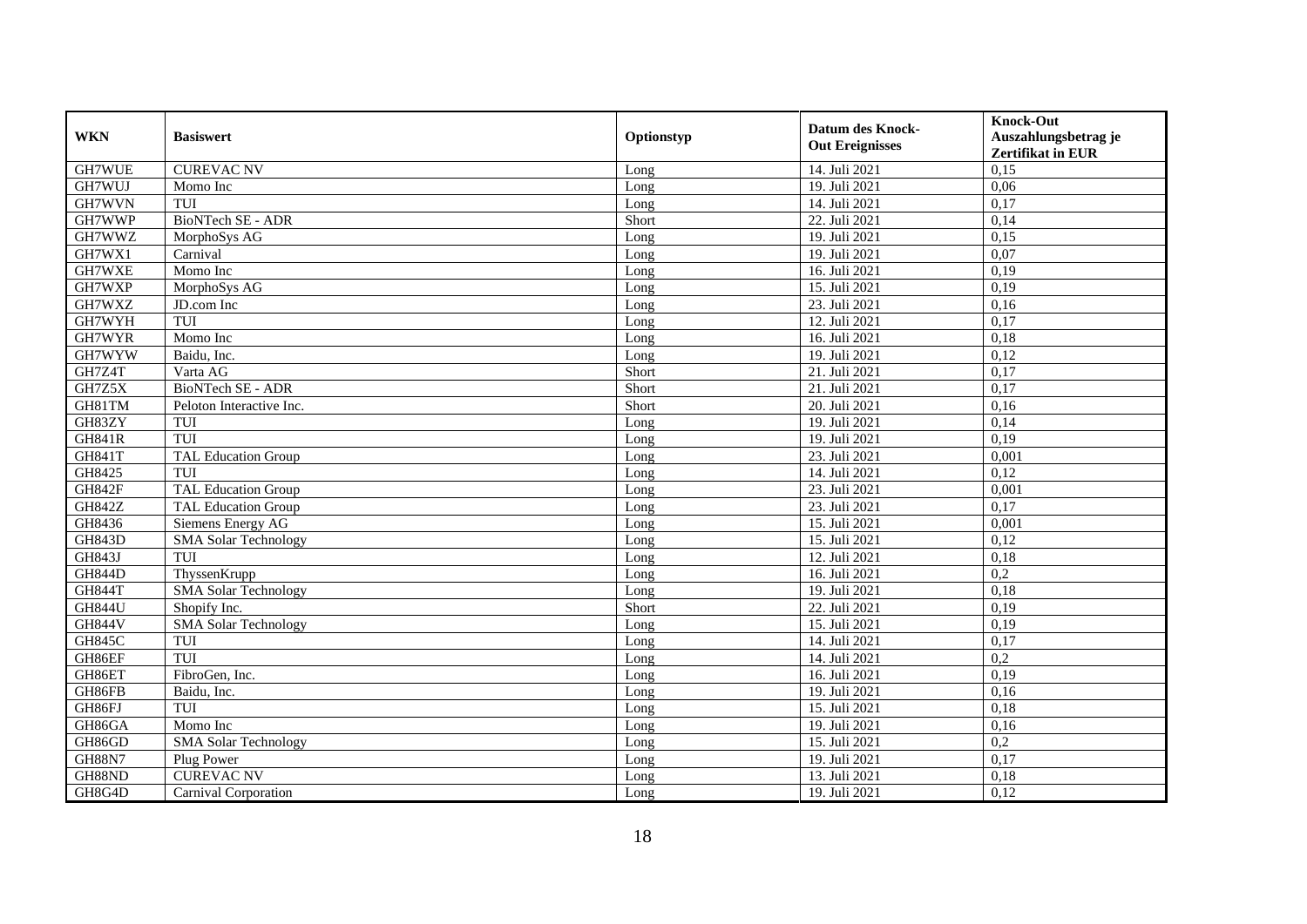| WKN | Basiswert | Optionstyp | Datum des Knock-Out Ereignisses | Knock-Out Auszahlungsbetrag je Zertifikat in EUR |
|---|---|---|---|---|
| GH7WUE | CUREVAC NV | Long | 14. Juli 2021 | 0,15 |
| GH7WUJ | Momo Inc | Long | 19. Juli 2021 | 0,06 |
| GH7WVN | TUI | Long | 14. Juli 2021 | 0,17 |
| GH7WWP | BioNTech SE - ADR | Short | 22. Juli 2021 | 0,14 |
| GH7WWZ | MorphoSys AG | Long | 19. Juli 2021 | 0,15 |
| GH7WX1 | Carnival | Long | 19. Juli 2021 | 0,07 |
| GH7WXE | Momo Inc | Long | 16. Juli 2021 | 0,19 |
| GH7WXP | MorphoSys AG | Long | 15. Juli 2021 | 0,19 |
| GH7WXZ | JD.com Inc | Long | 23. Juli 2021 | 0,16 |
| GH7WYH | TUI | Long | 12. Juli 2021 | 0,17 |
| GH7WYR | Momo Inc | Long | 16. Juli 2021 | 0,18 |
| GH7WYW | Baidu, Inc. | Long | 19. Juli 2021 | 0,12 |
| GH7Z4T | Varta AG | Short | 21. Juli 2021 | 0,17 |
| GH7Z5X | BioNTech SE - ADR | Short | 21. Juli 2021 | 0,17 |
| GH81TM | Peloton Interactive Inc. | Short | 20. Juli 2021 | 0,16 |
| GH83ZY | TUI | Long | 19. Juli 2021 | 0,14 |
| GH841R | TUI | Long | 19. Juli 2021 | 0,19 |
| GH841T | TAL Education Group | Long | 23. Juli 2021 | 0,001 |
| GH8425 | TUI | Long | 14. Juli 2021 | 0,12 |
| GH842F | TAL Education Group | Long | 23. Juli 2021 | 0,001 |
| GH842Z | TAL Education Group | Long | 23. Juli 2021 | 0,17 |
| GH8436 | Siemens Energy AG | Long | 15. Juli 2021 | 0,001 |
| GH843D | SMA Solar Technology | Long | 15. Juli 2021 | 0,12 |
| GH843J | TUI | Long | 12. Juli 2021 | 0,18 |
| GH844D | ThyssenKrupp | Long | 16. Juli 2021 | 0,2 |
| GH844T | SMA Solar Technology | Long | 19. Juli 2021 | 0,18 |
| GH844U | Shopify Inc. | Short | 22. Juli 2021 | 0,19 |
| GH844V | SMA Solar Technology | Long | 15. Juli 2021 | 0,19 |
| GH845C | TUI | Long | 14. Juli 2021 | 0,17 |
| GH86EF | TUI | Long | 14. Juli 2021 | 0,2 |
| GH86ET | FibroGen, Inc. | Long | 16. Juli 2021 | 0,19 |
| GH86FB | Baidu, Inc. | Long | 19. Juli 2021 | 0,16 |
| GH86FJ | TUI | Long | 15. Juli 2021 | 0,18 |
| GH86GA | Momo Inc | Long | 19. Juli 2021 | 0,16 |
| GH86GD | SMA Solar Technology | Long | 15. Juli 2021 | 0,2 |
| GH88N7 | Plug Power | Long | 19. Juli 2021 | 0,17 |
| GH88ND | CUREVAC NV | Long | 13. Juli 2021 | 0,18 |
| GH8G4D | Carnival Corporation | Long | 19. Juli 2021 | 0,12 |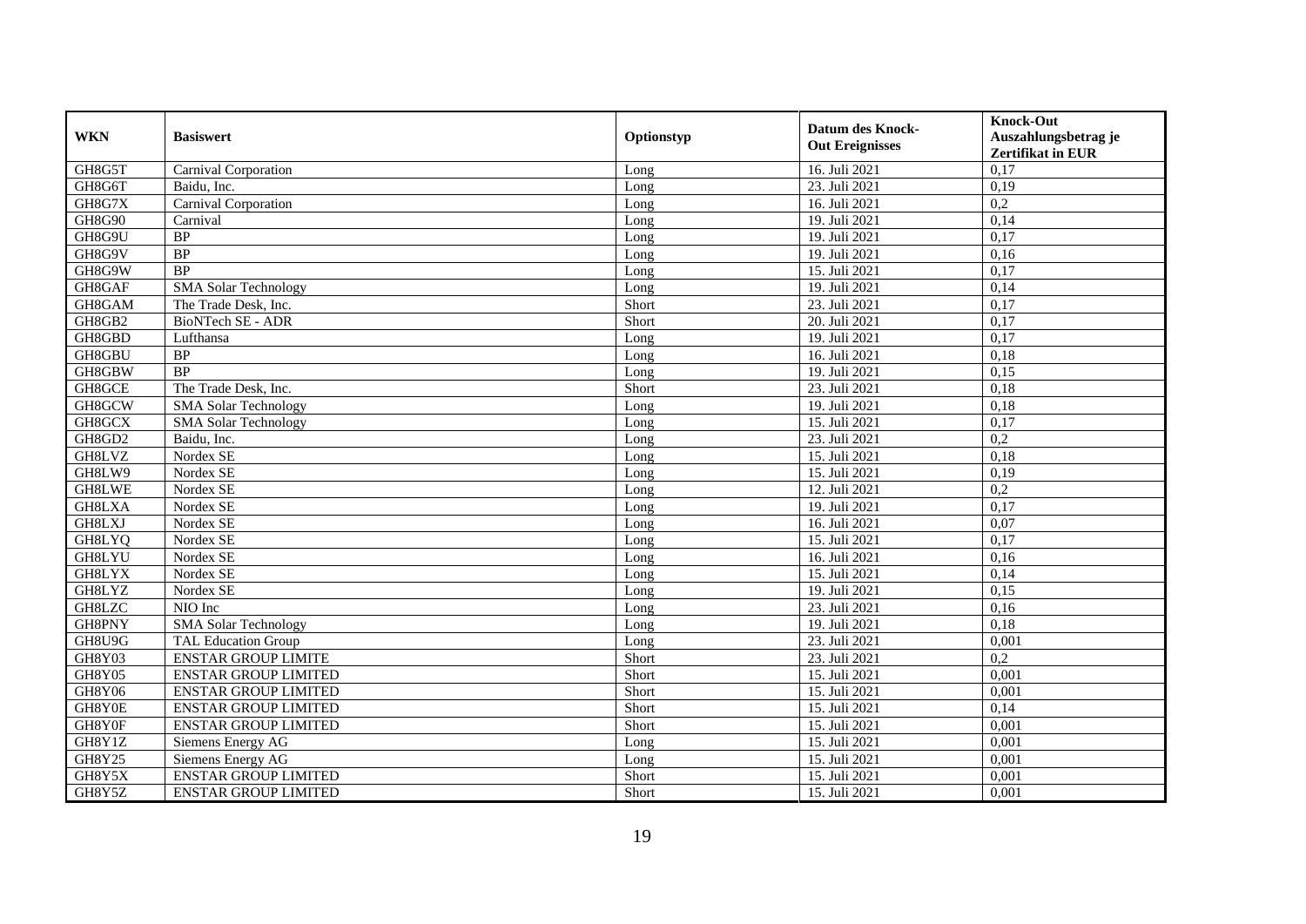| WKN | Basiswert | Optionstyp | Datum des Knock-Out Ereignisses | Knock-Out Auszahlungsbetrag je Zertifikat in EUR |
|---|---|---|---|---|
| GH8G5T | Carnival Corporation | Long | 16. Juli 2021 | 0,17 |
| GH8G6T | Baidu, Inc. | Long | 23. Juli 2021 | 0,19 |
| GH8G7X | Carnival Corporation | Long | 16. Juli 2021 | 0,2 |
| GH8G90 | Carnival | Long | 19. Juli 2021 | 0,14 |
| GH8G9U | BP | Long | 19. Juli 2021 | 0,17 |
| GH8G9V | BP | Long | 19. Juli 2021 | 0,16 |
| GH8G9W | BP | Long | 15. Juli 2021 | 0,17 |
| GH8GAF | SMA Solar Technology | Long | 19. Juli 2021 | 0,14 |
| GH8GAM | The Trade Desk, Inc. | Short | 23. Juli 2021 | 0,17 |
| GH8GB2 | BioNTech SE - ADR | Short | 20. Juli 2021 | 0,17 |
| GH8GBD | Lufthansa | Long | 19. Juli 2021 | 0,17 |
| GH8GBU | BP | Long | 16. Juli 2021 | 0,18 |
| GH8GBW | BP | Long | 19. Juli 2021 | 0,15 |
| GH8GCE | The Trade Desk, Inc. | Short | 23. Juli 2021 | 0,18 |
| GH8GCW | SMA Solar Technology | Long | 19. Juli 2021 | 0,18 |
| GH8GCX | SMA Solar Technology | Long | 15. Juli 2021 | 0,17 |
| GH8GD2 | Baidu, Inc. | Long | 23. Juli 2021 | 0,2 |
| GH8LVZ | Nordex SE | Long | 15. Juli 2021 | 0,18 |
| GH8LW9 | Nordex SE | Long | 15. Juli 2021 | 0,19 |
| GH8LWE | Nordex SE | Long | 12. Juli 2021 | 0,2 |
| GH8LXA | Nordex SE | Long | 19. Juli 2021 | 0,17 |
| GH8LXJ | Nordex SE | Long | 16. Juli 2021 | 0,07 |
| GH8LYQ | Nordex SE | Long | 15. Juli 2021 | 0,17 |
| GH8LYU | Nordex SE | Long | 16. Juli 2021 | 0,16 |
| GH8LYX | Nordex SE | Long | 15. Juli 2021 | 0,14 |
| GH8LYZ | Nordex SE | Long | 19. Juli 2021 | 0,15 |
| GH8LZC | NIO Inc | Long | 23. Juli 2021 | 0,16 |
| GH8PNY | SMA Solar Technology | Long | 19. Juli 2021 | 0,18 |
| GH8U9G | TAL Education Group | Long | 23. Juli 2021 | 0,001 |
| GH8Y03 | ENSTAR GROUP LIMITE | Short | 23. Juli 2021 | 0,2 |
| GH8Y05 | ENSTAR GROUP LIMITED | Short | 15. Juli 2021 | 0,001 |
| GH8Y06 | ENSTAR GROUP LIMITED | Short | 15. Juli 2021 | 0,001 |
| GH8Y0E | ENSTAR GROUP LIMITED | Short | 15. Juli 2021 | 0,14 |
| GH8Y0F | ENSTAR GROUP LIMITED | Short | 15. Juli 2021 | 0,001 |
| GH8Y1Z | Siemens Energy AG | Long | 15. Juli 2021 | 0,001 |
| GH8Y25 | Siemens Energy AG | Long | 15. Juli 2021 | 0,001 |
| GH8Y5X | ENSTAR GROUP LIMITED | Short | 15. Juli 2021 | 0,001 |
| GH8Y5Z | ENSTAR GROUP LIMITED | Short | 15. Juli 2021 | 0,001 |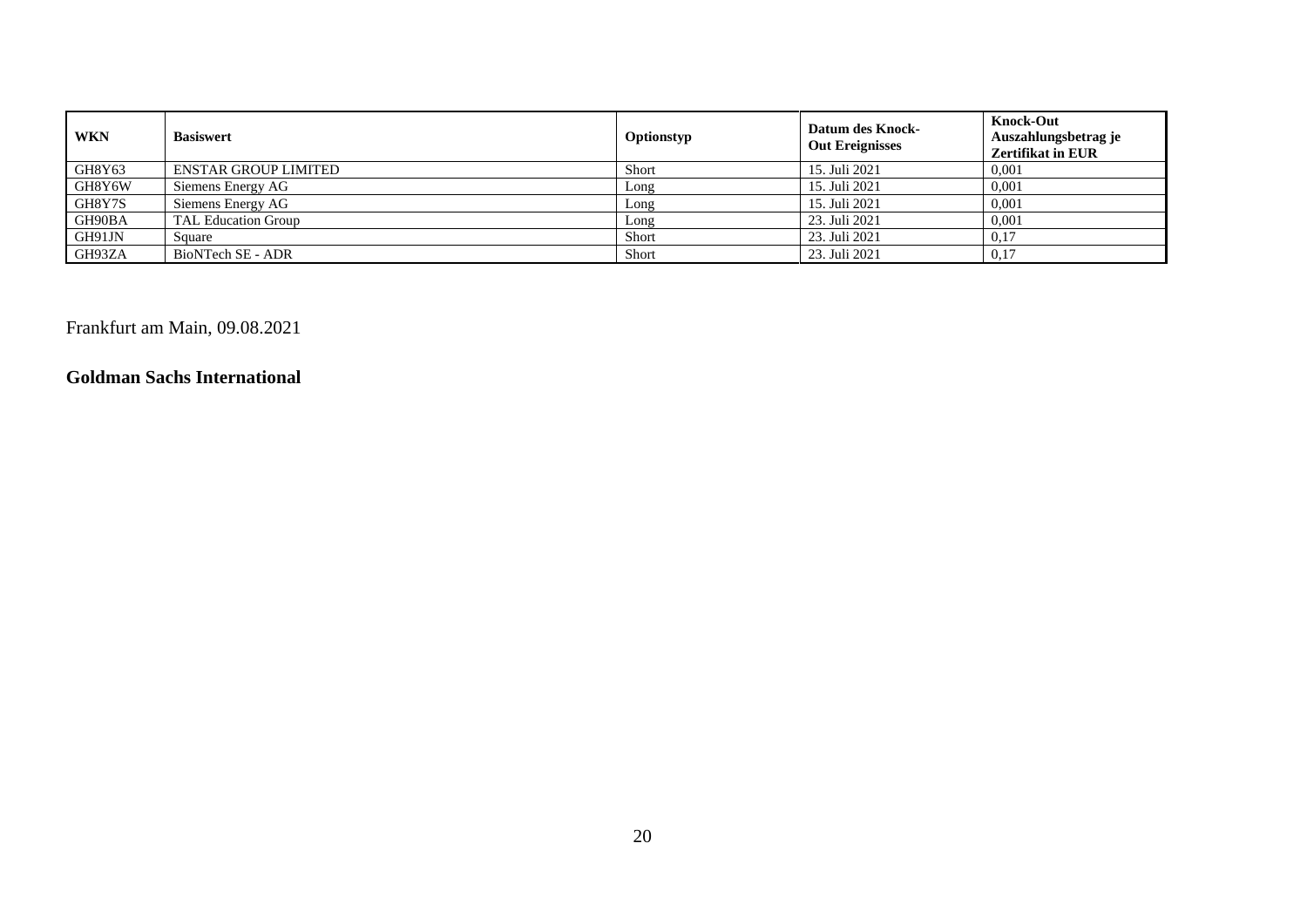| WKN | Basiswert | Optionstyp | Datum des Knock-Out Ereignisses | Knock-Out Auszahlungsbetrag je Zertifikat in EUR |
|---|---|---|---|---|
| GH8Y63 | ENSTAR GROUP LIMITED | Short | 15. Juli 2021 | 0,001 |
| GH8Y6W | Siemens Energy AG | Long | 15. Juli 2021 | 0,001 |
| GH8Y7S | Siemens Energy AG | Long | 15. Juli 2021 | 0,001 |
| GH90BA | TAL Education Group | Long | 23. Juli 2021 | 0,001 |
| GH91JN | Square | Short | 23. Juli 2021 | 0,17 |
| GH93ZA | BioNTech SE - ADR | Short | 23. Juli 2021 | 0,17 |

Frankfurt am Main, 09.08.2021

**Goldman Sachs International**